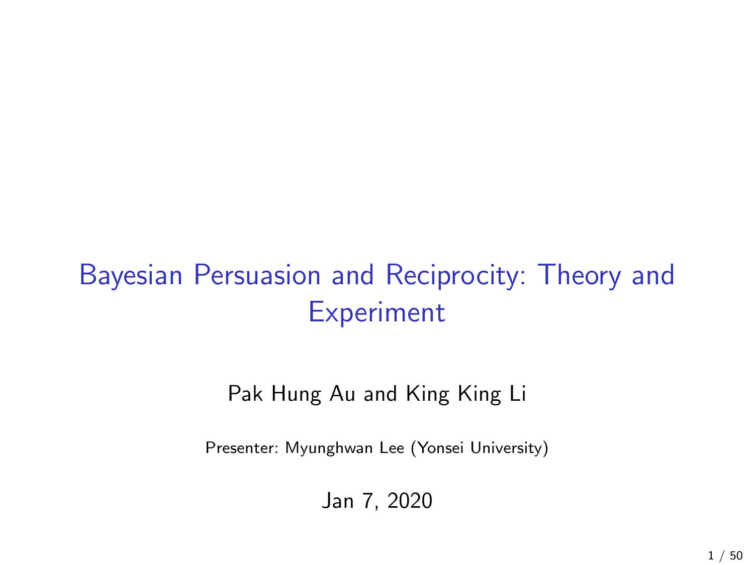# Bayesian Persuasion and Reciprocity: Theory and Experiment

Pak Hung Au and King King Li

Presenter: Myunghwan Lee (Yonsei University)

Jan 7, 2020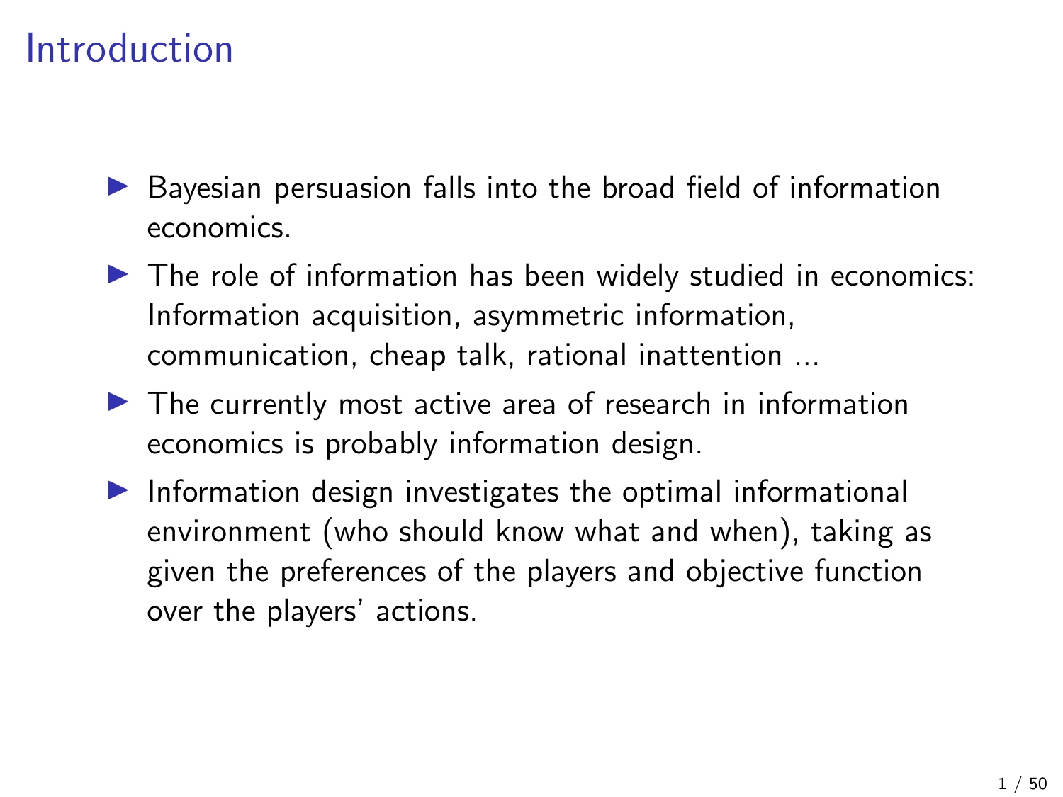# Introduction

- Bayesian persuasion falls into the broad field of information economics.
- The role of information has been widely studied in economics: Information acquisition, asymmetric information, communication, cheap talk, rational inattention ...
- The currently most active area of research in information economics is probably information design.
- Information design investigates the optimal informational environment (who should know what and when), taking as given the preferences of the players and objective function over the players' actions.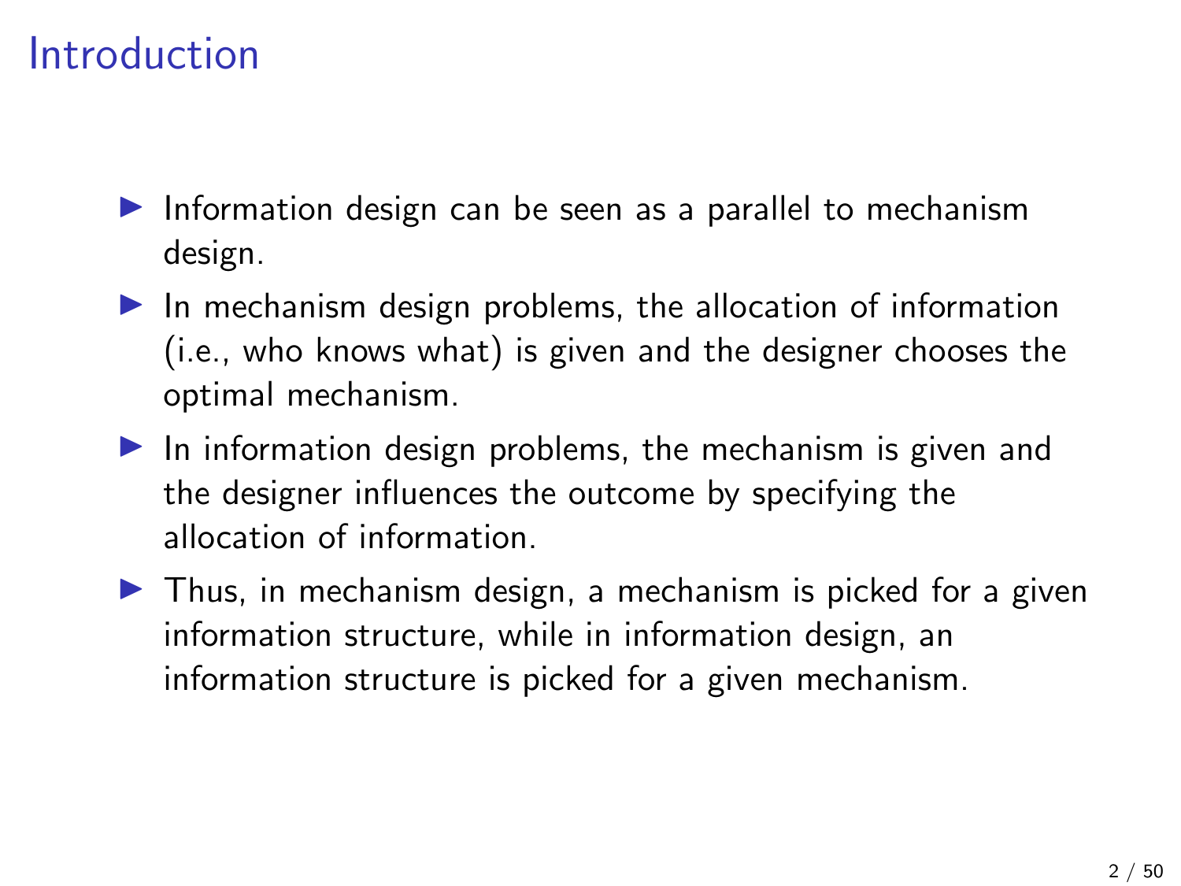# Introduction

- Information design can be seen as a parallel to mechanism design.
- In mechanism design problems, the allocation of information (i.e., who knows what) is given and the designer chooses the optimal mechanism.
- In information design problems, the mechanism is given and the designer influences the outcome by specifying the allocation of information.
- Thus, in mechanism design, a mechanism is picked for a given information structure, while in information design, an information structure is picked for a given mechanism.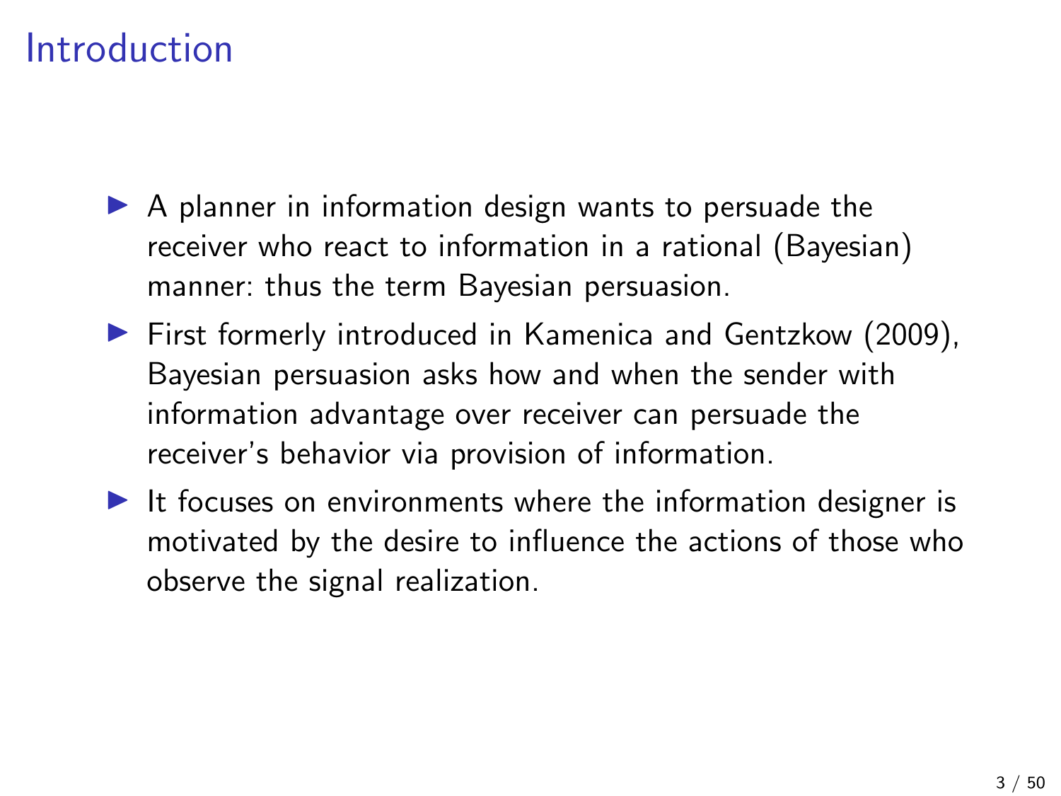# Introduction

- A planner in information design wants to persuade the receiver who react to information in a rational (Bayesian) manner: thus the term Bayesian persuasion.
- First formerly introduced in Kamenica and Gentzkow (2009), Bayesian persuasion asks how and when the sender with information advantage over receiver can persuade the receiver's behavior via provision of information.
- It focuses on environments where the information designer is motivated by the desire to influence the actions of those who observe the signal realization.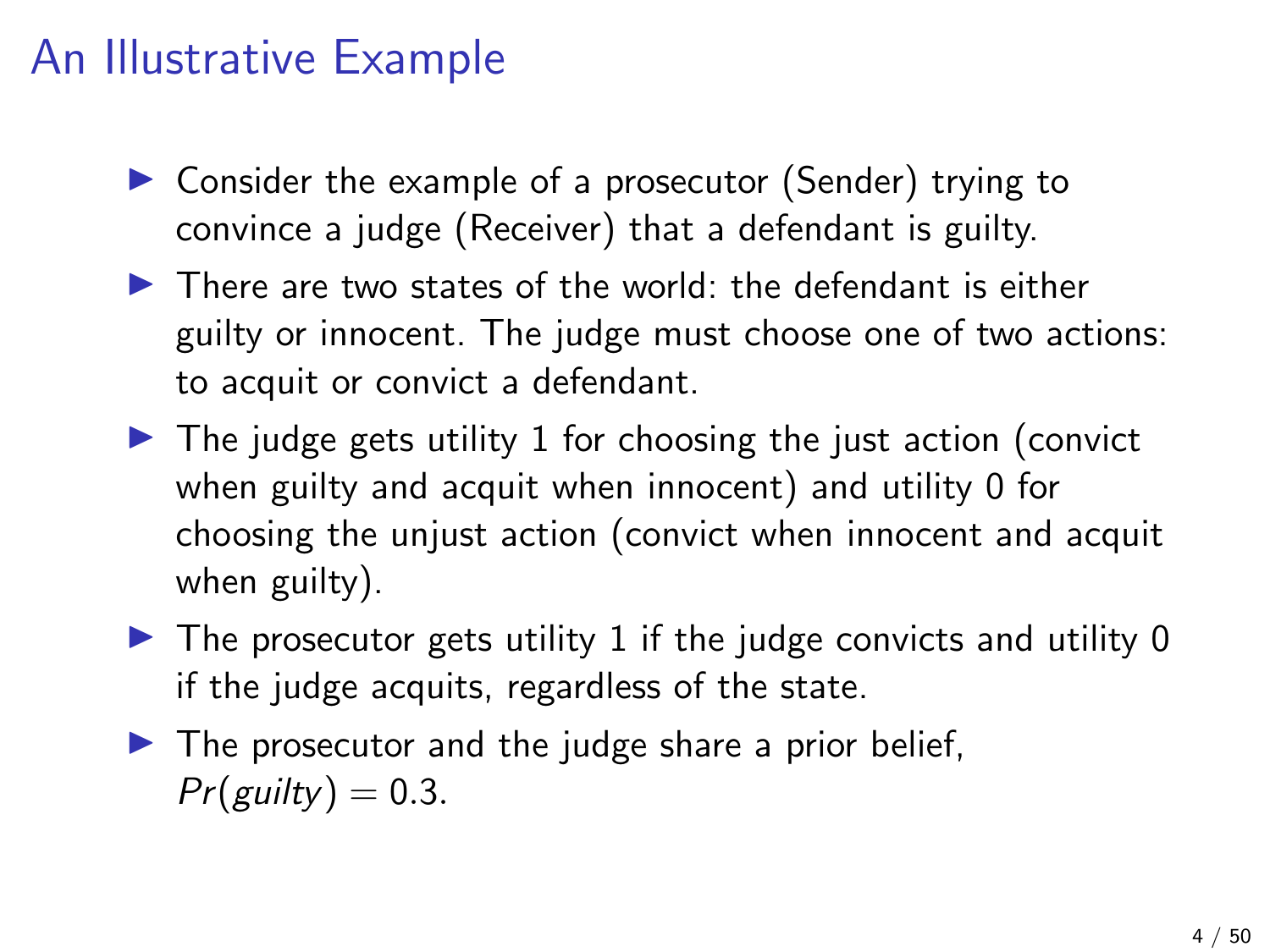# An Illustrative Example

- Consider the example of a prosecutor (Sender) trying to convince a judge (Receiver) that a defendant is guilty.
- There are two states of the world: the defendant is either guilty or innocent. The judge must choose one of two actions: to acquit or convict a defendant.
- The judge gets utility 1 for choosing the just action (convict when guilty and acquit when innocent) and utility 0 for choosing the unjust action (convict when innocent and acquit when guilty).
- The prosecutor gets utility 1 if the judge convicts and utility 0 if the judge acquits, regardless of the state.
- The prosecutor and the judge share a prior belief, $Pr(guilty) = 0.3$.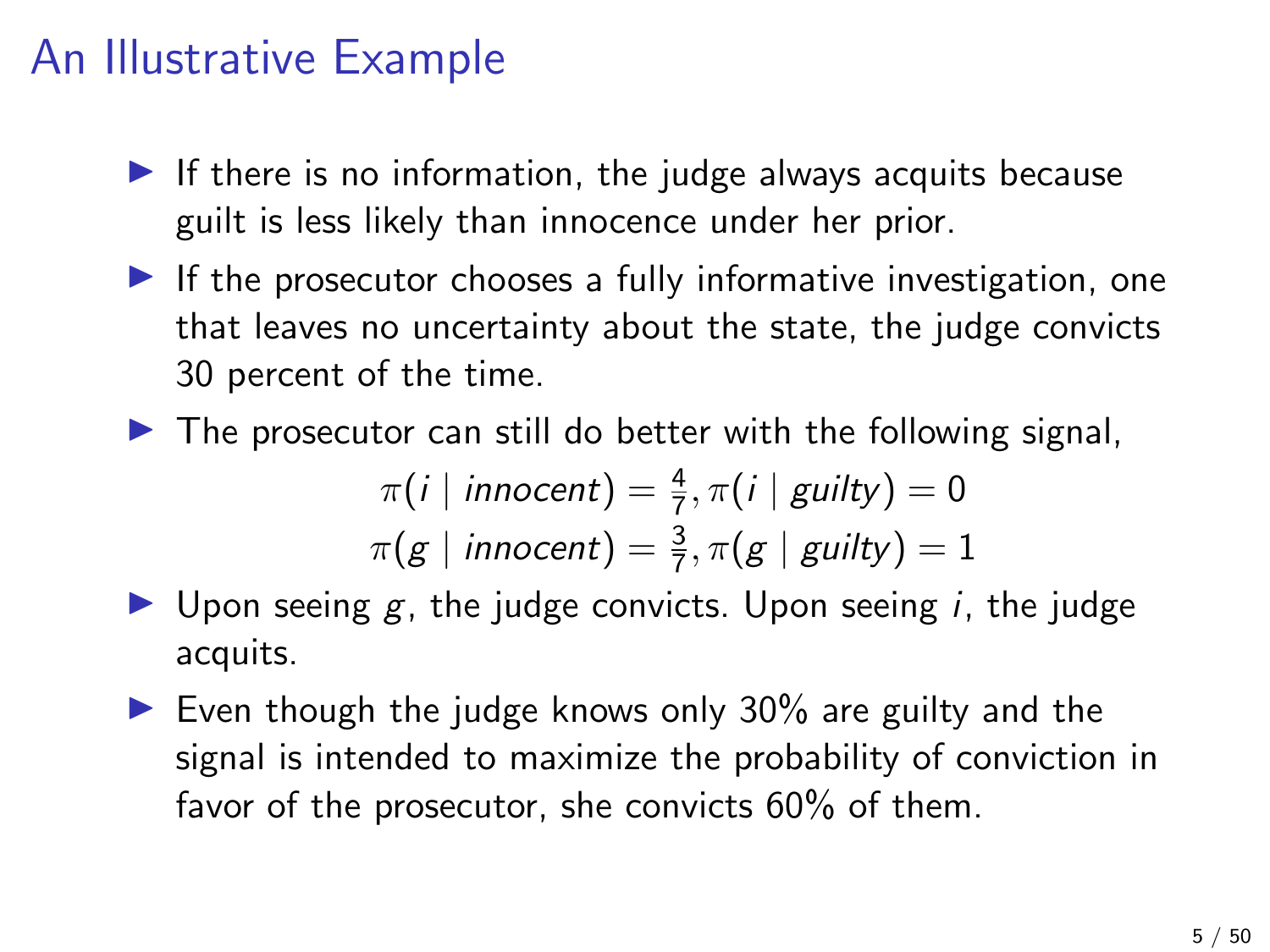# An Illustrative Example

- If there is no information, the judge always acquits because guilt is less likely than innocence under her prior.
- If the prosecutor chooses a fully informative investigation, one that leaves no uncertainty about the state, the judge convicts 30 percent of the time.
- The prosecutor can still do better with the following signal,

$$\pi(i \mid \textit{innocent}) = \tfrac{4}{7}, \pi(i \mid \textit{guilty}) = 0$$
$$\pi(g \mid \textit{innocent}) = \tfrac{3}{7}, \pi(g \mid \textit{guilty}) = 1$$

- Upon seeing $g$, the judge convicts. Upon seeing $i$, the judge acquits.
- Even though the judge knows only 30% are guilty and the signal is intended to maximize the probability of conviction in favor of the prosecutor, she convicts 60% of them.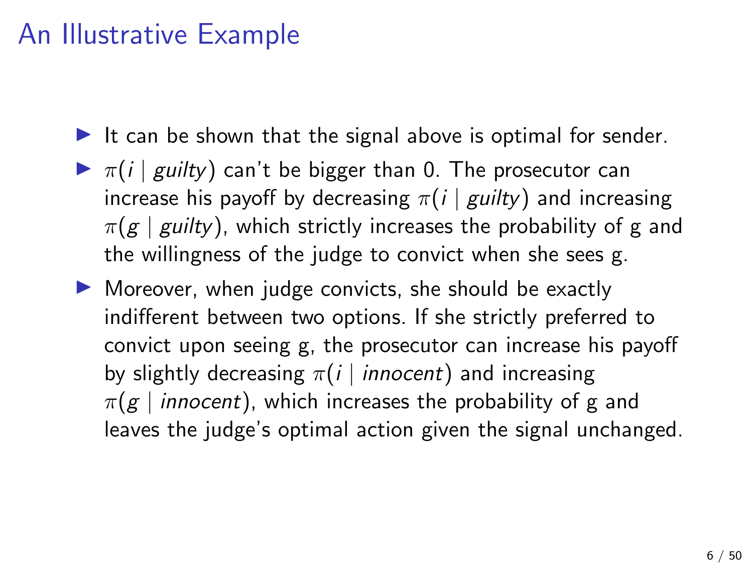# An Illustrative Example

- It can be shown that the signal above is optimal for sender.
- $\pi(i \mid \textit{guilty})$ can't be bigger than 0. The prosecutor can increase his payoff by decreasing $\pi(i \mid \textit{guilty})$ and increasing $\pi(g \mid \textit{guilty})$, which strictly increases the probability of g and the willingness of the judge to convict when she sees g.
- Moreover, when judge convicts, she should be exactly indifferent between two options. If she strictly preferred to convict upon seeing g, the prosecutor can increase his payoff by slightly decreasing $\pi(i \mid \textit{innocent})$ and increasing $\pi(g \mid \textit{innocent})$, which increases the probability of g and leaves the judge's optimal action given the signal unchanged.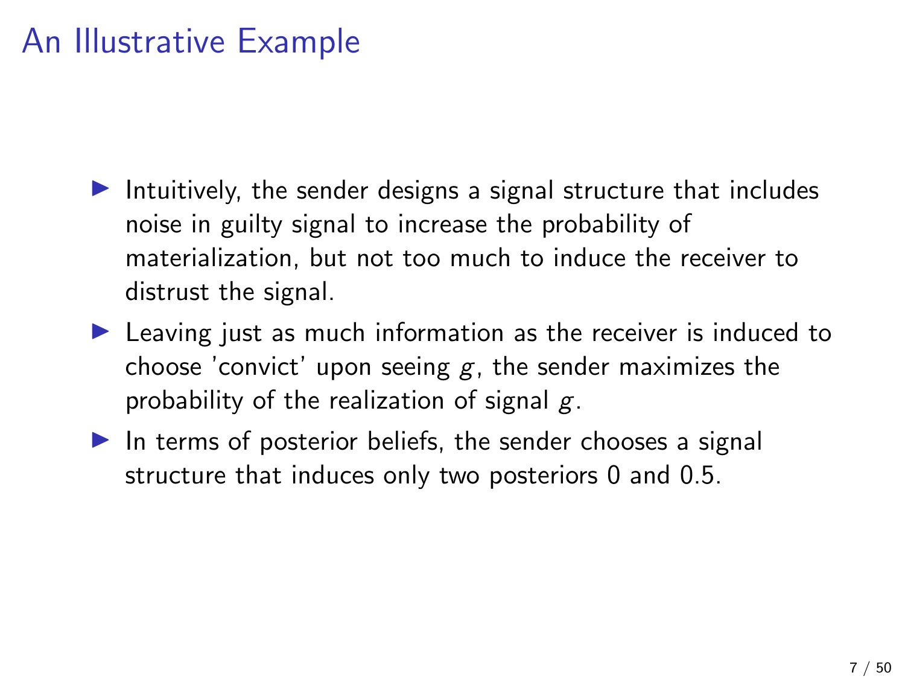# An Illustrative Example

- Intuitively, the sender designs a signal structure that includes noise in guilty signal to increase the probability of materialization, but not too much to induce the receiver to distrust the signal.
- Leaving just as much information as the receiver is induced to choose 'convict' upon seeing $g$, the sender maximizes the probability of the realization of signal $g$.
- In terms of posterior beliefs, the sender chooses a signal structure that induces only two posteriors 0 and 0.5.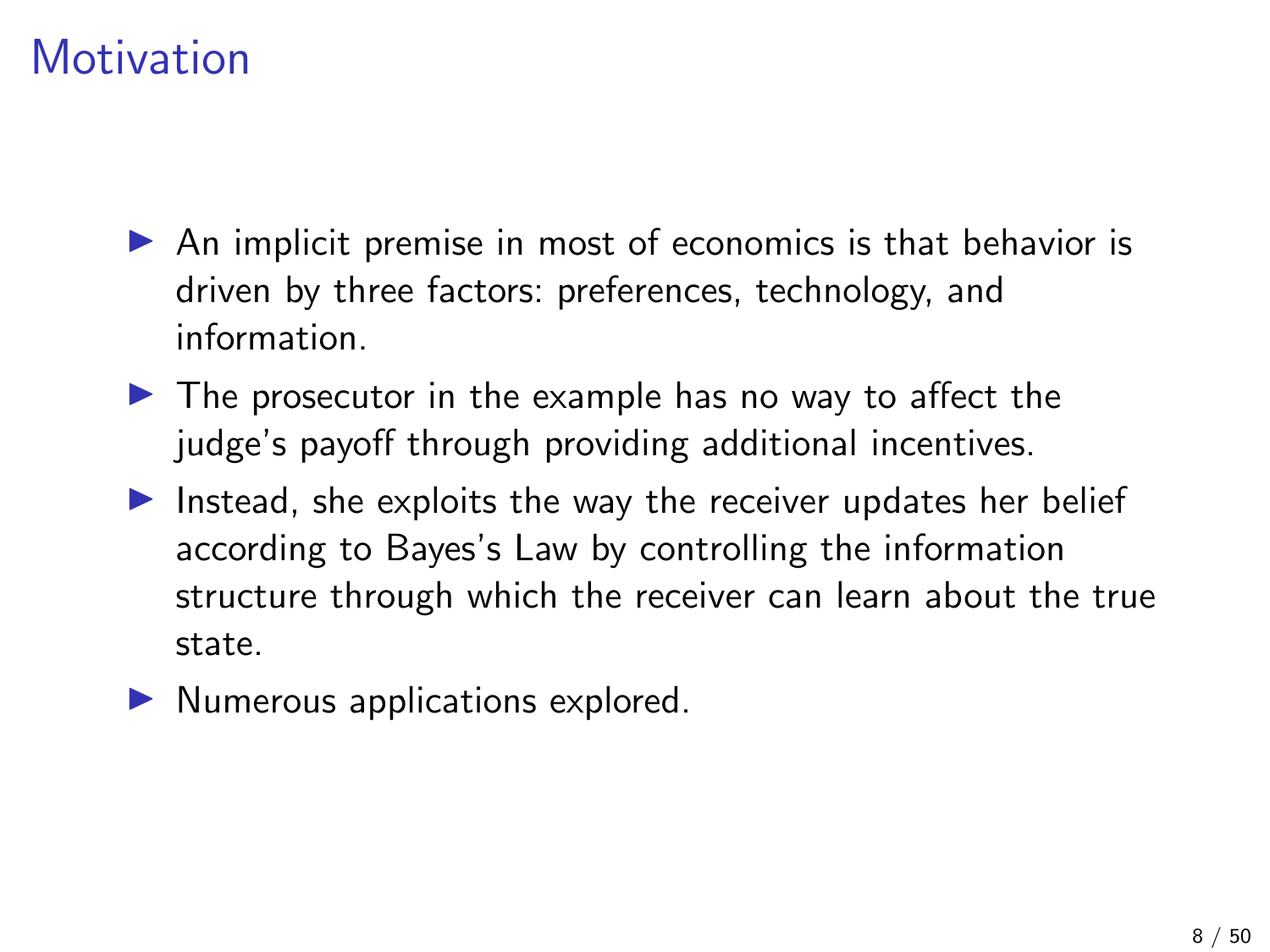# Motivation

- An implicit premise in most of economics is that behavior is driven by three factors: preferences, technology, and information.
- The prosecutor in the example has no way to affect the judge's payoff through providing additional incentives.
- Instead, she exploits the way the receiver updates her belief according to Bayes's Law by controlling the information structure through which the receiver can learn about the true state.
- Numerous applications explored.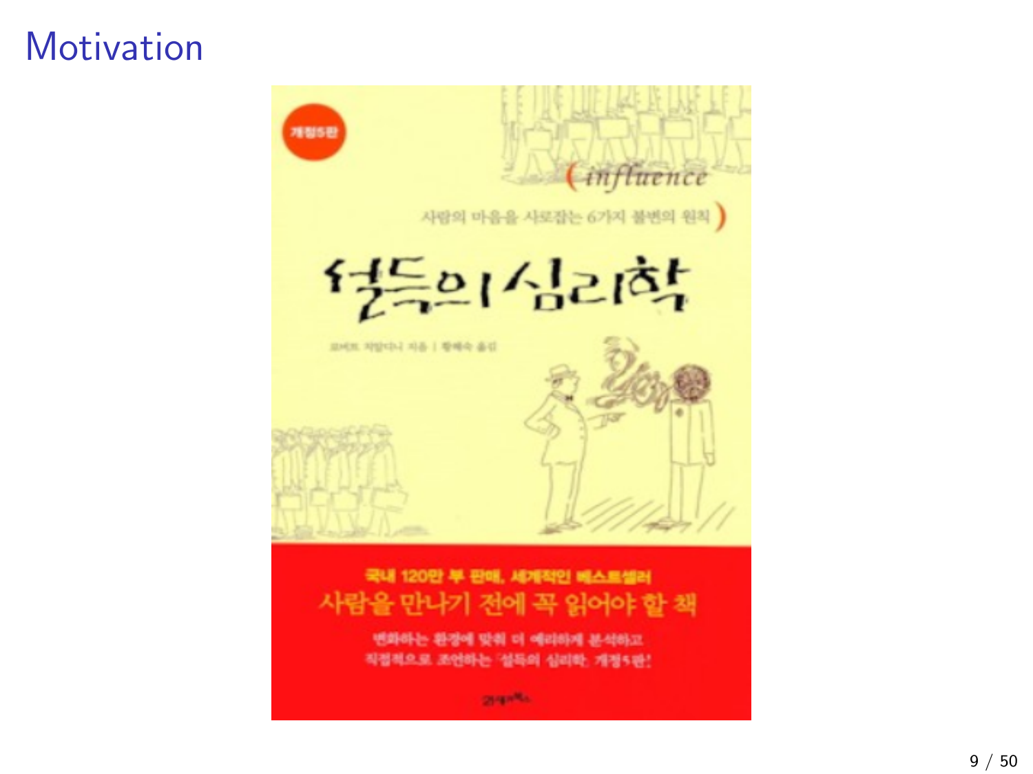# Motivation

개정5판

influence

사람의 마음을 사로잡는 6가지 불변의 원칙

설득의 심리학

로버트 치알디니 지음 | 황혜숙 옮김

국내 120만 부 판매, 세계적인 베스트셀러

사람을 만나기 전에 꼭 읽어야 할 책

변화하는 환경에 맞춰 더 예리하게 분석하고
직접적으로 조언하는 '설득의 심리학' 개정5판!

21세기북스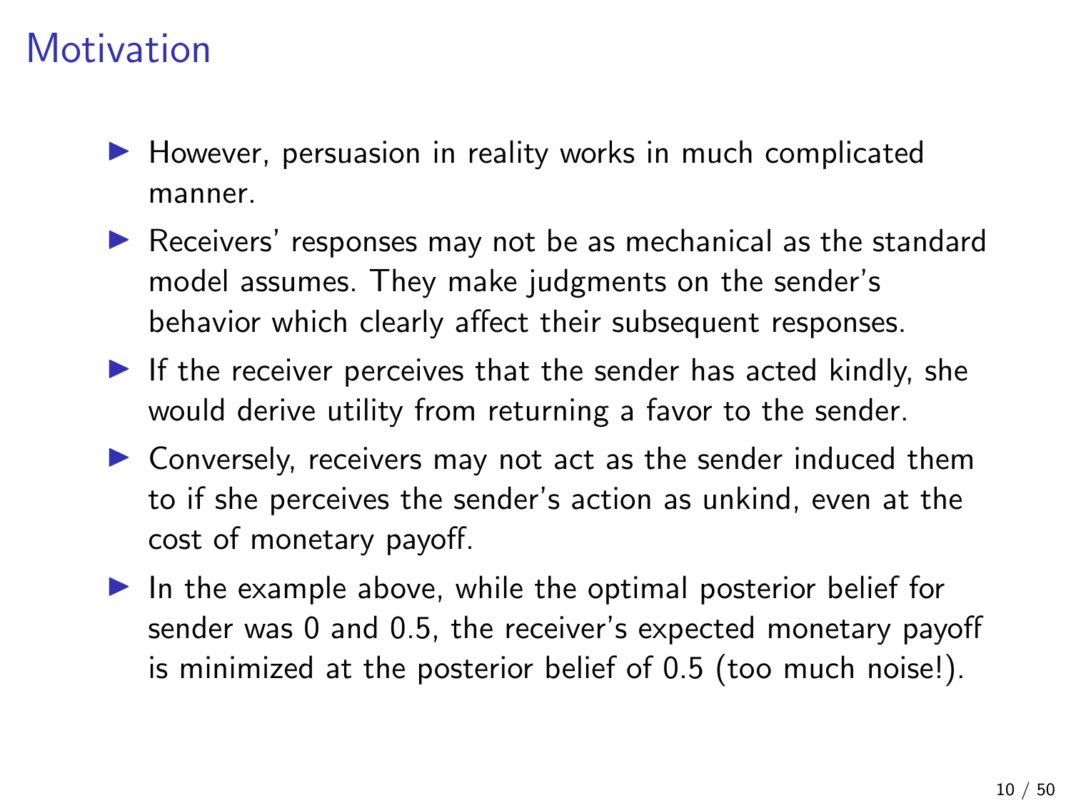# Motivation

- However, persuasion in reality works in much complicated manner.
- Receivers' responses may not be as mechanical as the standard model assumes. They make judgments on the sender's behavior which clearly affect their subsequent responses.
- If the receiver perceives that the sender has acted kindly, she would derive utility from returning a favor to the sender.
- Conversely, receivers may not act as the sender induced them to if she perceives the sender's action as unkind, even at the cost of monetary payoff.
- In the example above, while the optimal posterior belief for sender was 0 and 0.5, the receiver's expected monetary payoff is minimized at the posterior belief of 0.5 (too much noise!).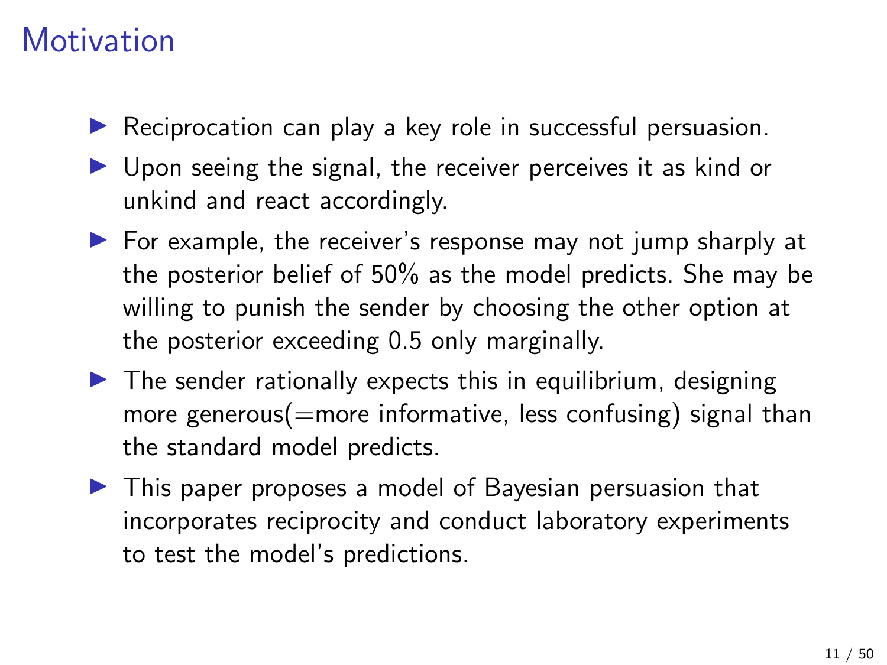# Motivation

- Reciprocation can play a key role in successful persuasion.
- Upon seeing the signal, the receiver perceives it as kind or unkind and react accordingly.
- For example, the receiver's response may not jump sharply at the posterior belief of 50% as the model predicts. She may be willing to punish the sender by choosing the other option at the posterior exceeding 0.5 only marginally.
- The sender rationally expects this in equilibrium, designing more generous(=more informative, less confusing) signal than the standard model predicts.
- This paper proposes a model of Bayesian persuasion that incorporates reciprocity and conduct laboratory experiments to test the model's predictions.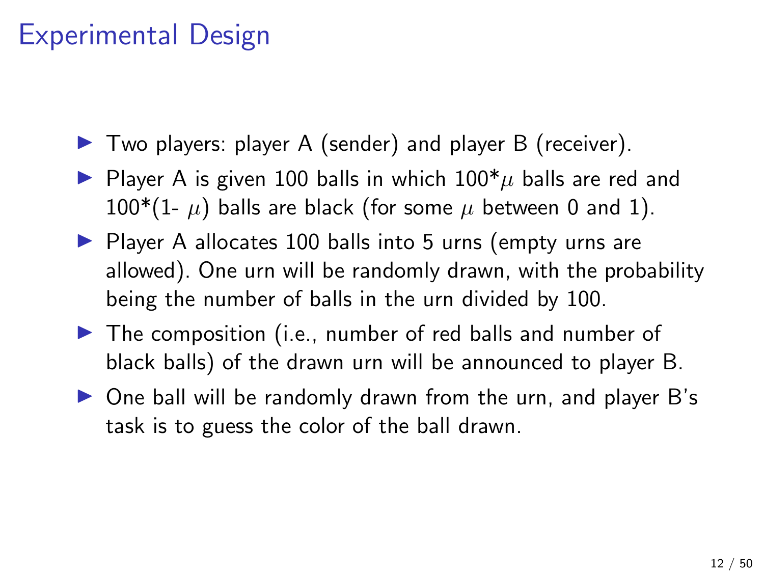# Experimental Design

- Two players: player A (sender) and player B (receiver).
- Player A is given 100 balls in which 100*$\mu$ balls are red and 100*(1- $\mu$) balls are black (for some $\mu$ between 0 and 1).
- Player A allocates 100 balls into 5 urns (empty urns are allowed). One urn will be randomly drawn, with the probability being the number of balls in the urn divided by 100.
- The composition (i.e., number of red balls and number of black balls) of the drawn urn will be announced to player B.
- One ball will be randomly drawn from the urn, and player B's task is to guess the color of the ball drawn.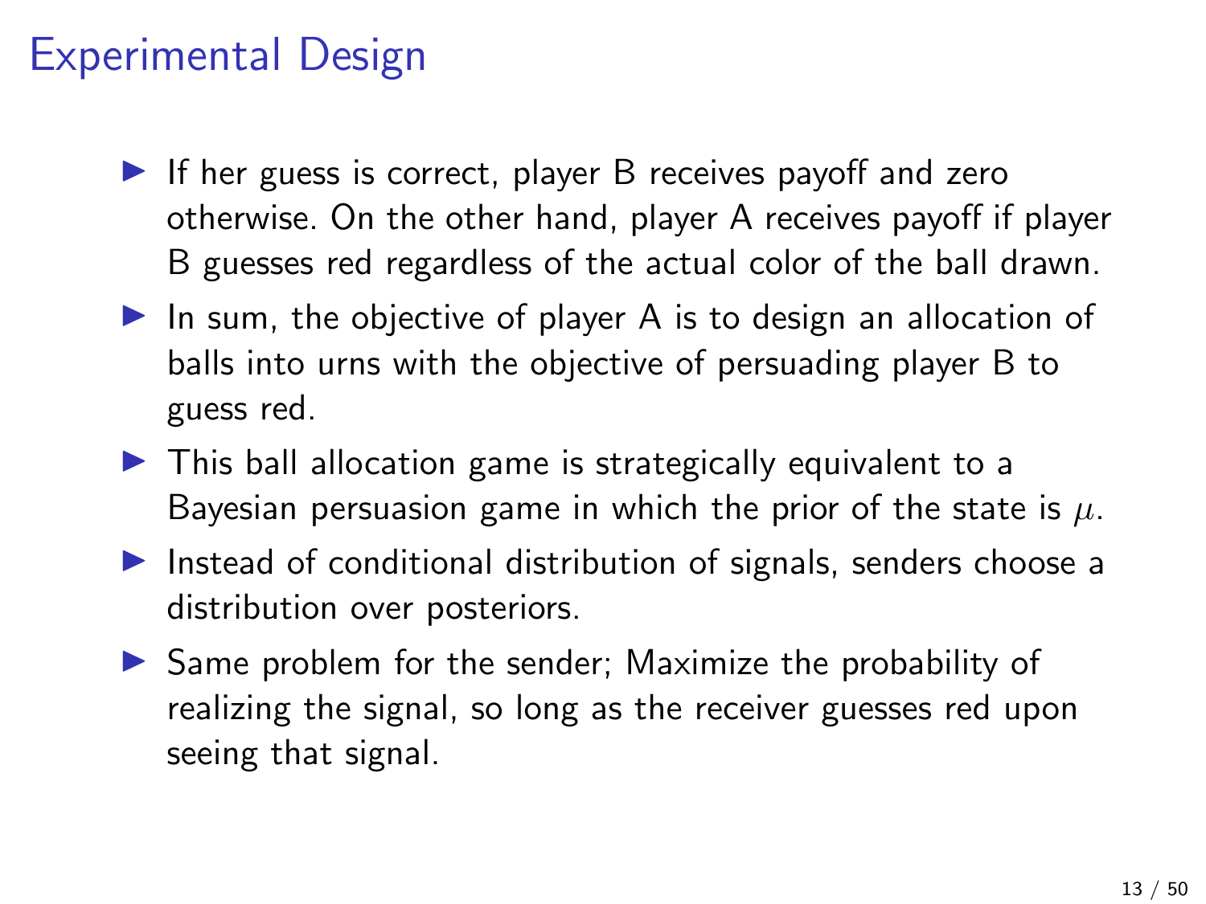# Experimental Design

- If her guess is correct, player B receives payoff and zero otherwise. On the other hand, player A receives payoff if player B guesses red regardless of the actual color of the ball drawn.
- In sum, the objective of player A is to design an allocation of balls into urns with the objective of persuading player B to guess red.
- This ball allocation game is strategically equivalent to a Bayesian persuasion game in which the prior of the state is $\mu$.
- Instead of conditional distribution of signals, senders choose a distribution over posteriors.
- Same problem for the sender; Maximize the probability of realizing the signal, so long as the receiver guesses red upon seeing that signal.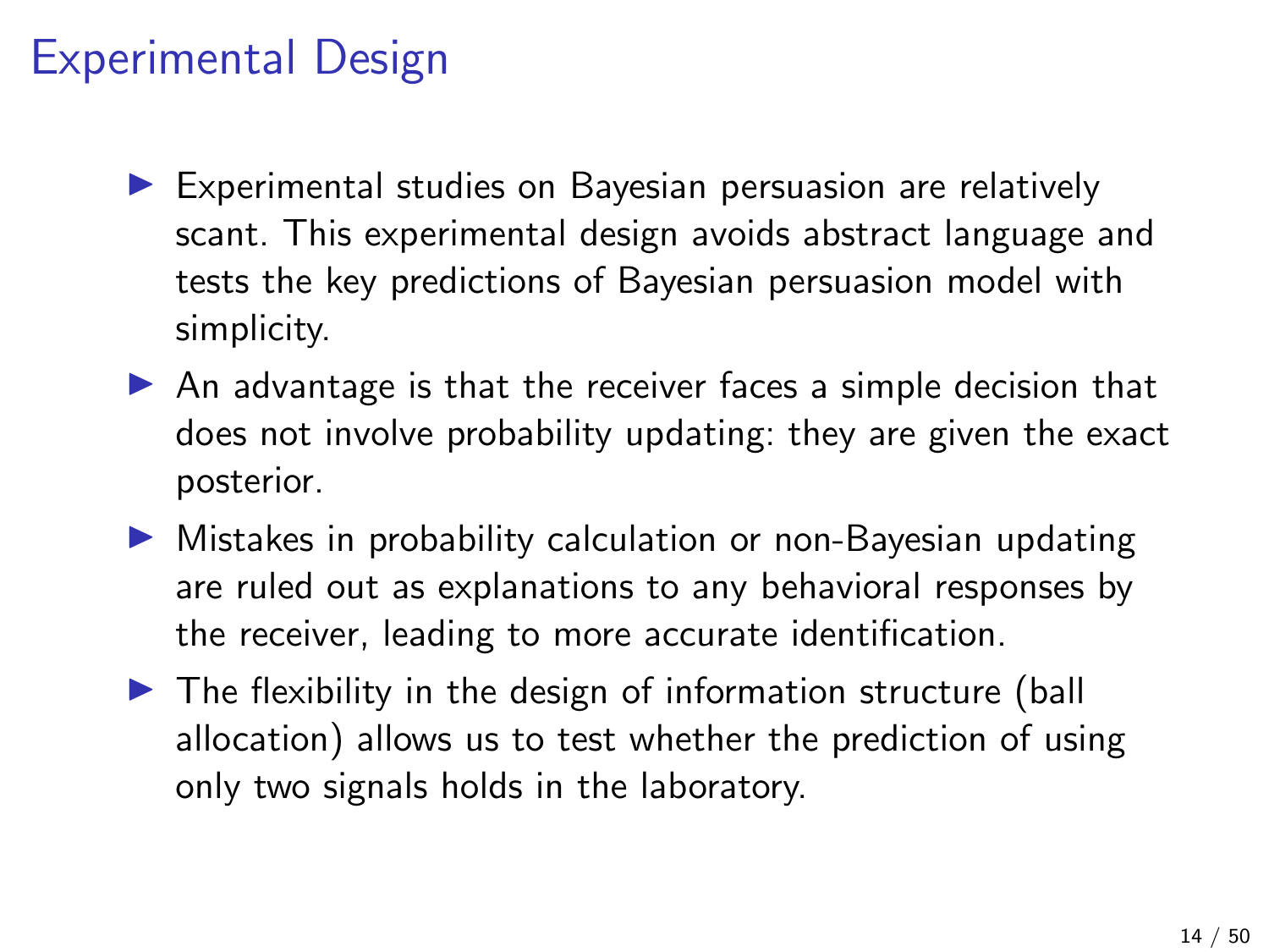# Experimental Design

- Experimental studies on Bayesian persuasion are relatively scant. This experimental design avoids abstract language and tests the key predictions of Bayesian persuasion model with simplicity.
- An advantage is that the receiver faces a simple decision that does not involve probability updating: they are given the exact posterior.
- Mistakes in probability calculation or non-Bayesian updating are ruled out as explanations to any behavioral responses by the receiver, leading to more accurate identification.
- The flexibility in the design of information structure (ball allocation) allows us to test whether the prediction of using only two signals holds in the laboratory.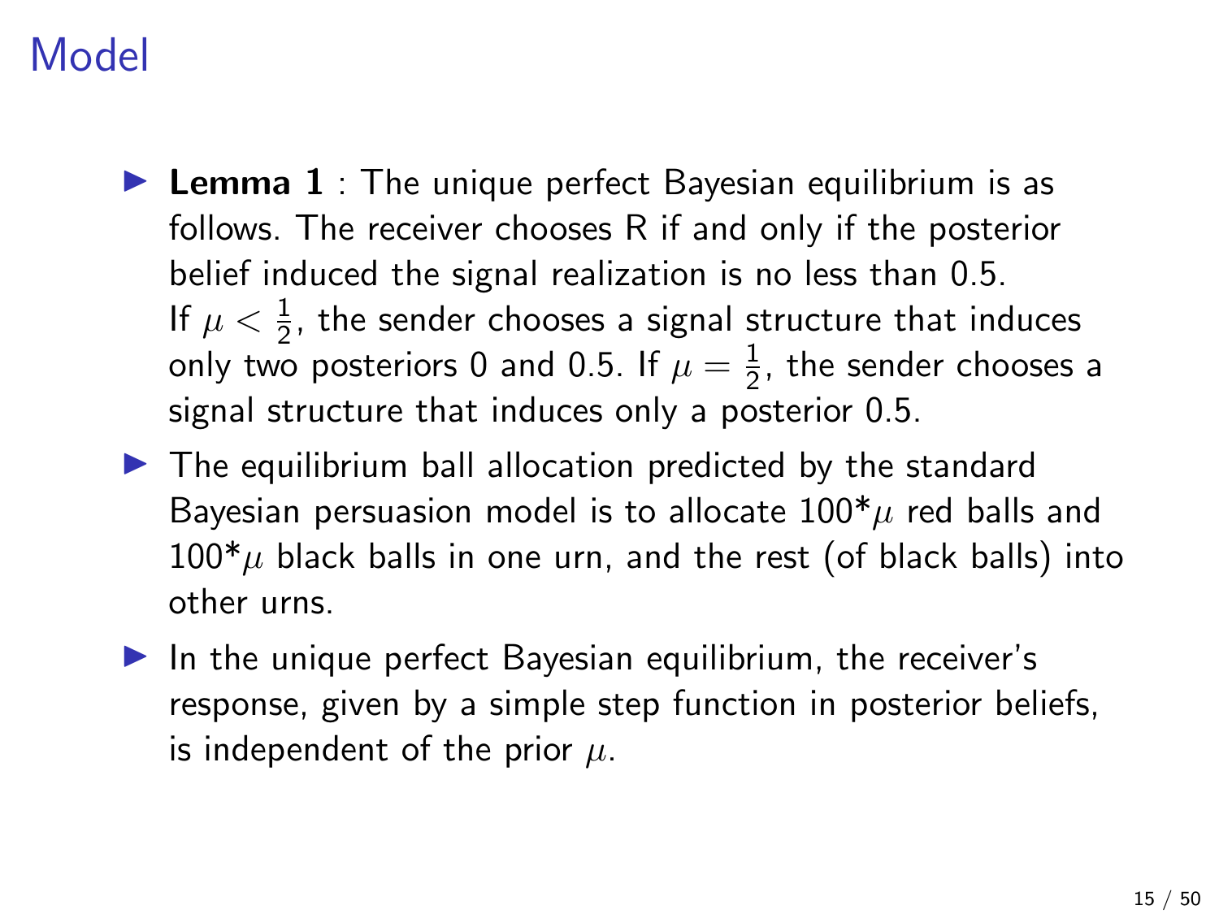# Model

- **Lemma 1** : The unique perfect Bayesian equilibrium is as follows. The receiver chooses R if and only if the posterior belief induced the signal realization is no less than 0.5. If $\mu < \frac{1}{2}$, the sender chooses a signal structure that induces only two posteriors 0 and 0.5. If $\mu = \frac{1}{2}$, the sender chooses a signal structure that induces only a posterior 0.5.
- The equilibrium ball allocation predicted by the standard Bayesian persuasion model is to allocate 100*$\mu$ red balls and 100*$\mu$ black balls in one urn, and the rest (of black balls) into other urns.
- In the unique perfect Bayesian equilibrium, the receiver's response, given by a simple step function in posterior beliefs, is independent of the prior $\mu$.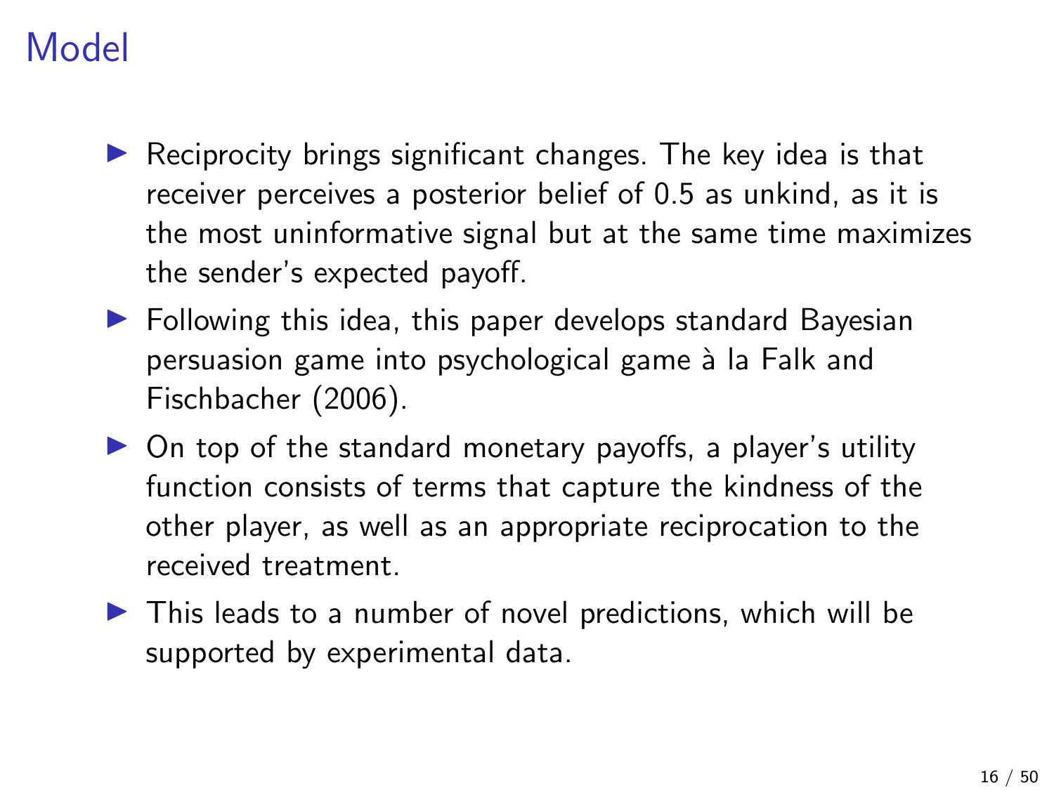# Model

- Reciprocity brings significant changes. The key idea is that receiver perceives a posterior belief of 0.5 as unkind, as it is the most uninformative signal but at the same time maximizes the sender's expected payoff.
- Following this idea, this paper develops standard Bayesian persuasion game into psychological game à la Falk and Fischbacher (2006).
- On top of the standard monetary payoffs, a player's utility function consists of terms that capture the kindness of the other player, as well as an appropriate reciprocation to the received treatment.
- This leads to a number of novel predictions, which will be supported by experimental data.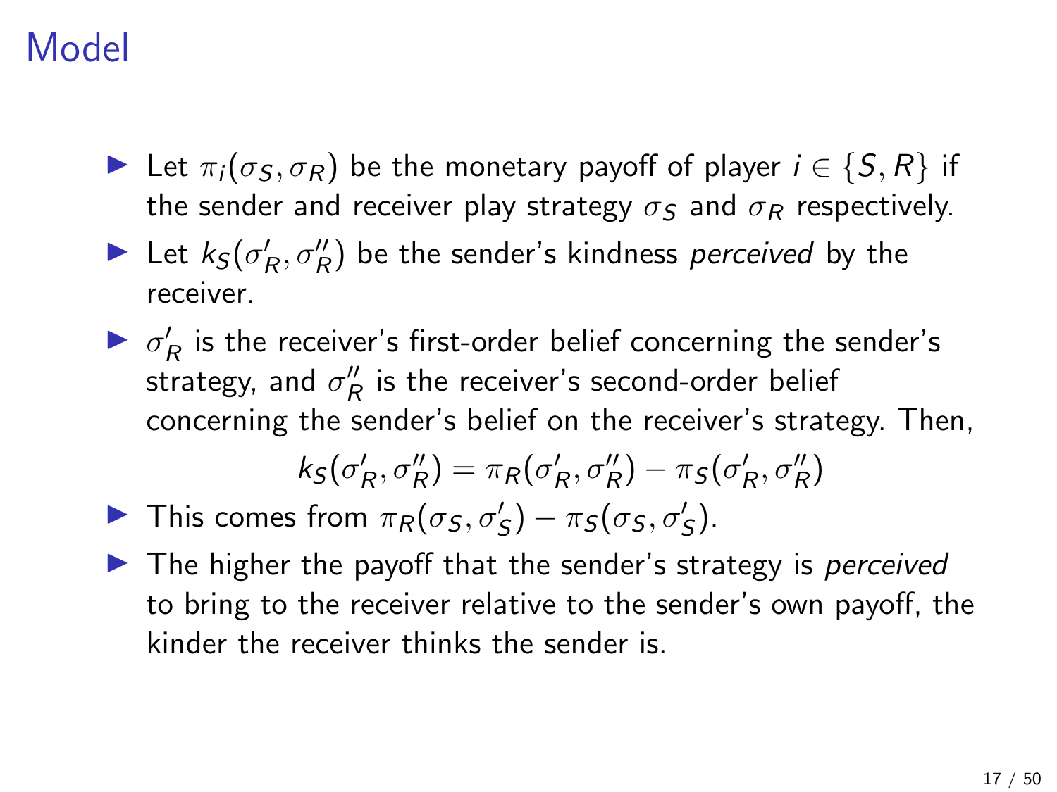# Model

- Let $\pi_i(\sigma_S, \sigma_R)$ be the monetary payoff of player $i \in \{S, R\}$ if the sender and receiver play strategy $\sigma_S$ and $\sigma_R$ respectively.
- Let $k_S(\sigma'_R, \sigma''_R)$ be the sender's kindness *perceived* by the receiver.
- $\sigma'_R$ is the receiver's first-order belief concerning the sender's strategy, and $\sigma''_R$ is the receiver's second-order belief concerning the sender's belief on the receiver's strategy. Then,

$$k_S(\sigma'_R, \sigma''_R) = \pi_R(\sigma'_R, \sigma''_R) - \pi_S(\sigma'_R, \sigma''_R)$$

- This comes from $\pi_R(\sigma_S, \sigma'_S) - \pi_S(\sigma_S, \sigma'_S)$.
- The higher the payoff that the sender's strategy is *perceived* to bring to the receiver relative to the sender's own payoff, the kinder the receiver thinks the sender is.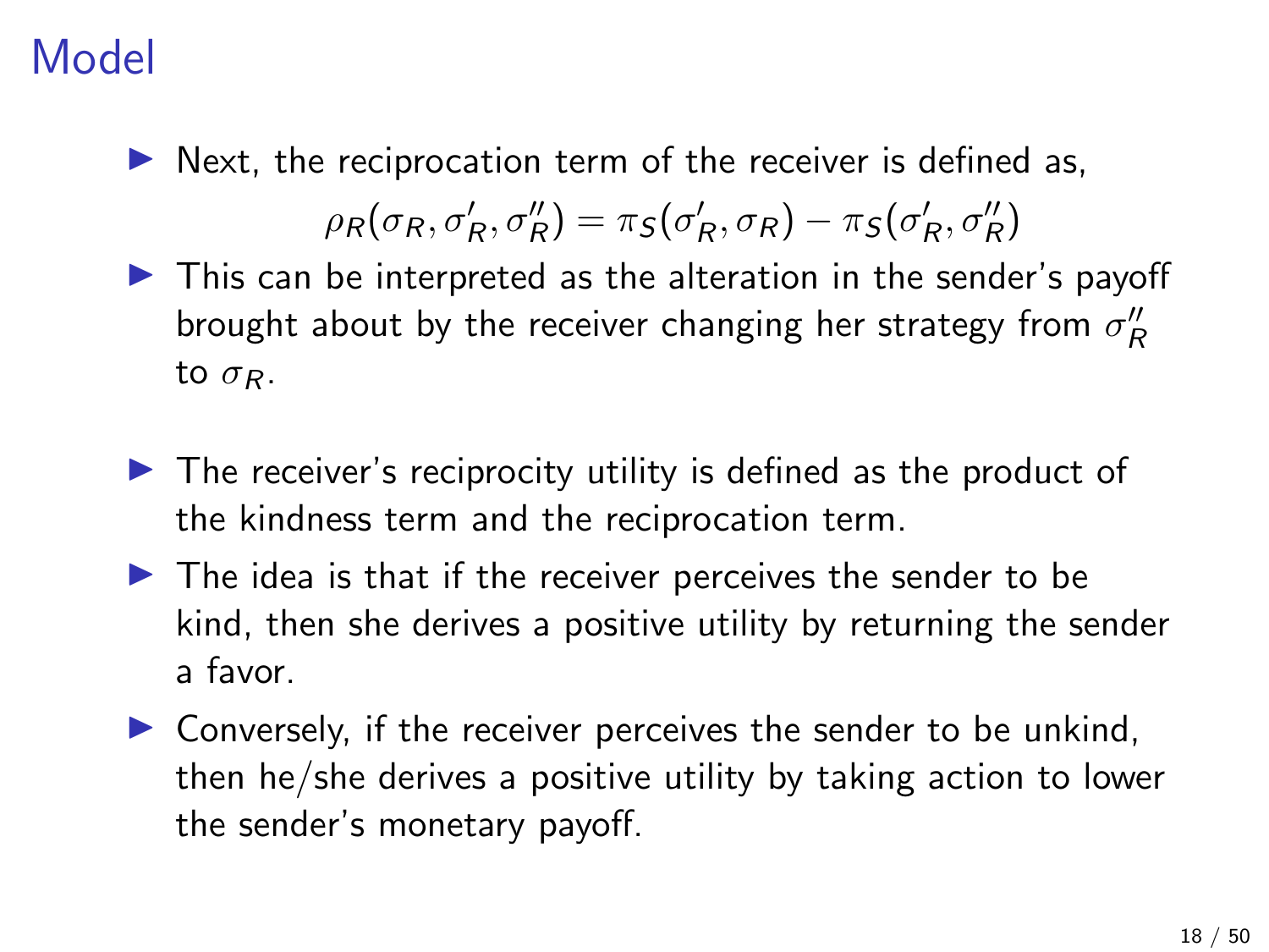# Model

- Next, the reciprocation term of the receiver is defined as,

$$\rho_R(\sigma_R, \sigma'_R, \sigma''_R) = \pi_S(\sigma'_R, \sigma_R) - \pi_S(\sigma'_R, \sigma''_R)$$

- This can be interpreted as the alteration in the sender's payoff brought about by the receiver changing her strategy from $\sigma''_R$ to $\sigma_R$.

- The receiver's reciprocity utility is defined as the product of the kindness term and the reciprocation term.
- The idea is that if the receiver perceives the sender to be kind, then she derives a positive utility by returning the sender a favor.
- Conversely, if the receiver perceives the sender to be unkind, then he/she derives a positive utility by taking action to lower the sender's monetary payoff.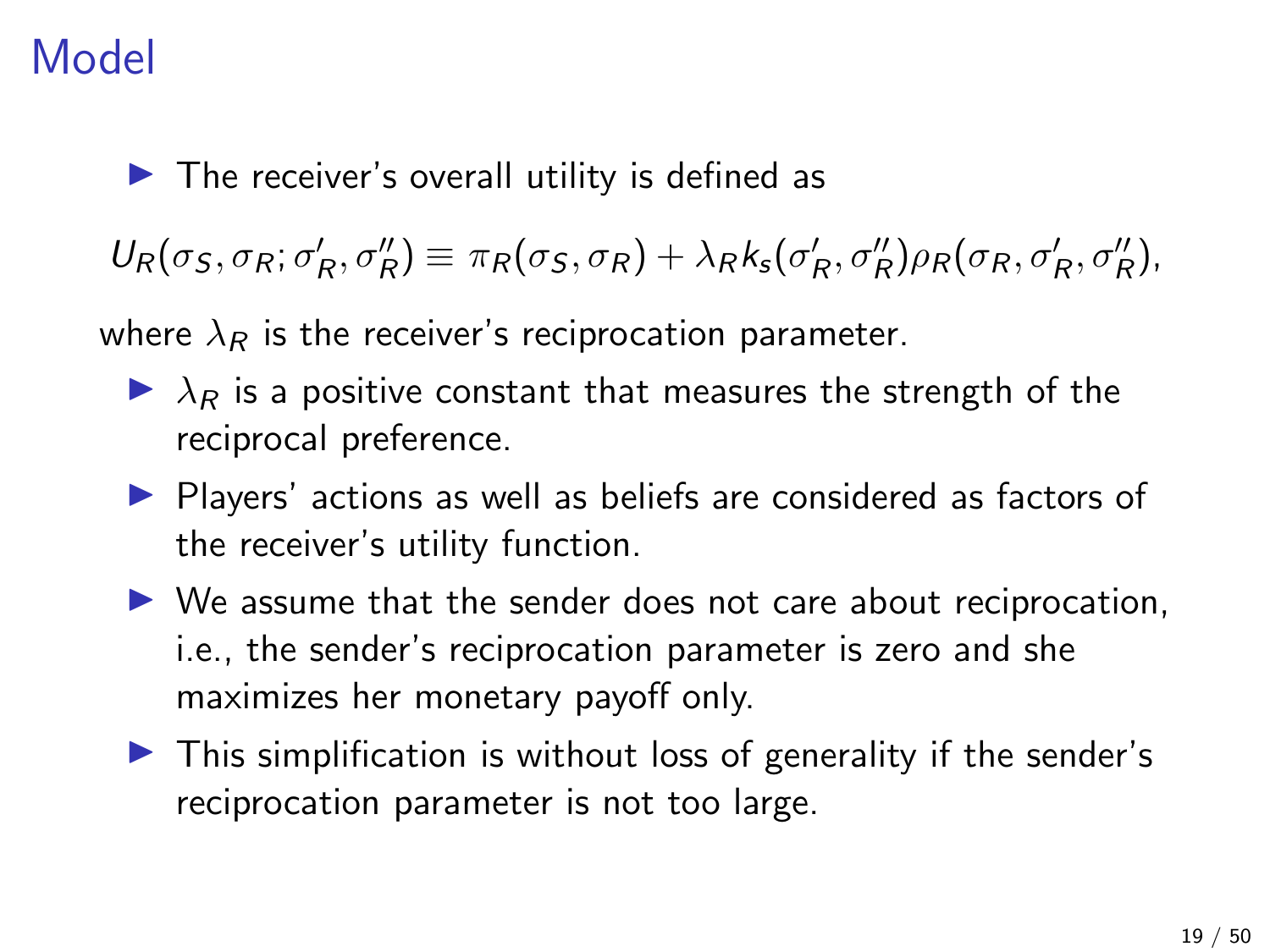# Model

- The receiver's overall utility is defined as

$$U_R(\sigma_S, \sigma_R; \sigma'_R, \sigma''_R) \equiv \pi_R(\sigma_S, \sigma_R) + \lambda_R k_s(\sigma'_R, \sigma''_R)\rho_R(\sigma_R, \sigma'_R, \sigma''_R),$$

where $\lambda_R$ is the receiver's reciprocation parameter.

- $\lambda_R$ is a positive constant that measures the strength of the reciprocal preference.
- Players' actions as well as beliefs are considered as factors of the receiver's utility function.
- We assume that the sender does not care about reciprocation, i.e., the sender's reciprocation parameter is zero and she maximizes her monetary payoff only.
- This simplification is without loss of generality if the sender's reciprocation parameter is not too large.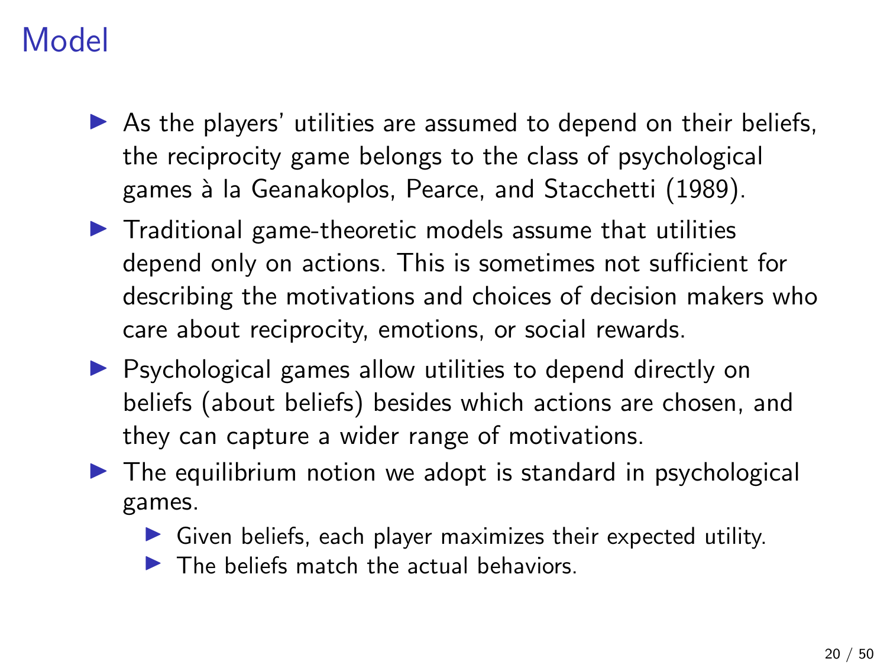# Model

- As the players' utilities are assumed to depend on their beliefs, the reciprocity game belongs to the class of psychological games à la Geanakoplos, Pearce, and Stacchetti (1989).
- Traditional game-theoretic models assume that utilities depend only on actions. This is sometimes not sufficient for describing the motivations and choices of decision makers who care about reciprocity, emotions, or social rewards.
- Psychological games allow utilities to depend directly on beliefs (about beliefs) besides which actions are chosen, and they can capture a wider range of motivations.
- The equilibrium notion we adopt is standard in psychological games.
  - Given beliefs, each player maximizes their expected utility.
  - The beliefs match the actual behaviors.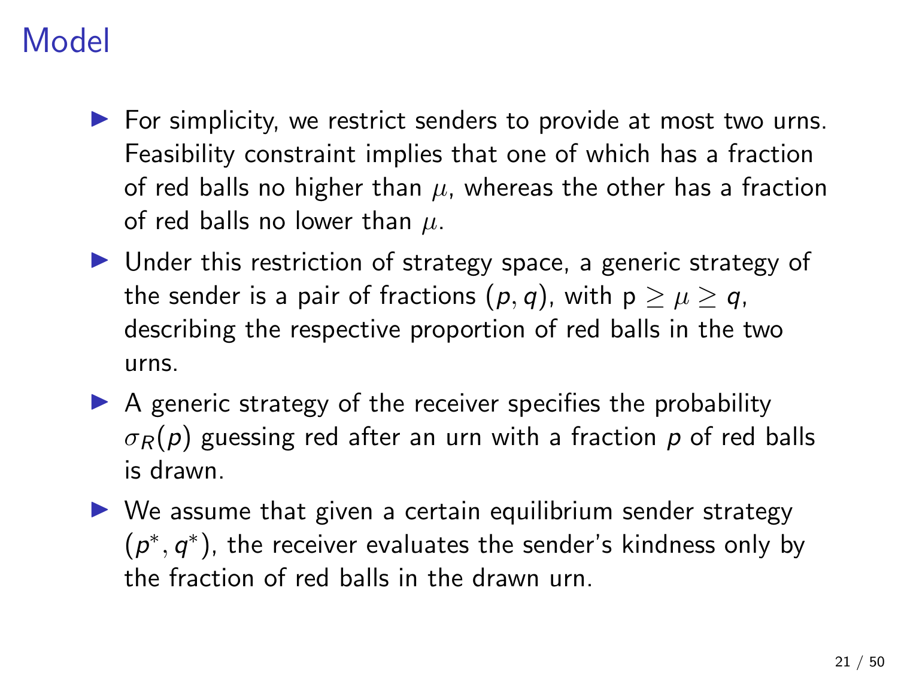# Model

- For simplicity, we restrict senders to provide at most two urns. Feasibility constraint implies that one of which has a fraction of red balls no higher than $\mu$, whereas the other has a fraction of red balls no lower than $\mu$.
- Under this restriction of strategy space, a generic strategy of the sender is a pair of fractions $(p, q)$, with $p \geq \mu \geq q$, describing the respective proportion of red balls in the two urns.
- A generic strategy of the receiver specifies the probability $\sigma_R(p)$ guessing red after an urn with a fraction $p$ of red balls is drawn.
- We assume that given a certain equilibrium sender strategy $(p^*, q^*)$, the receiver evaluates the sender's kindness only by the fraction of red balls in the drawn urn.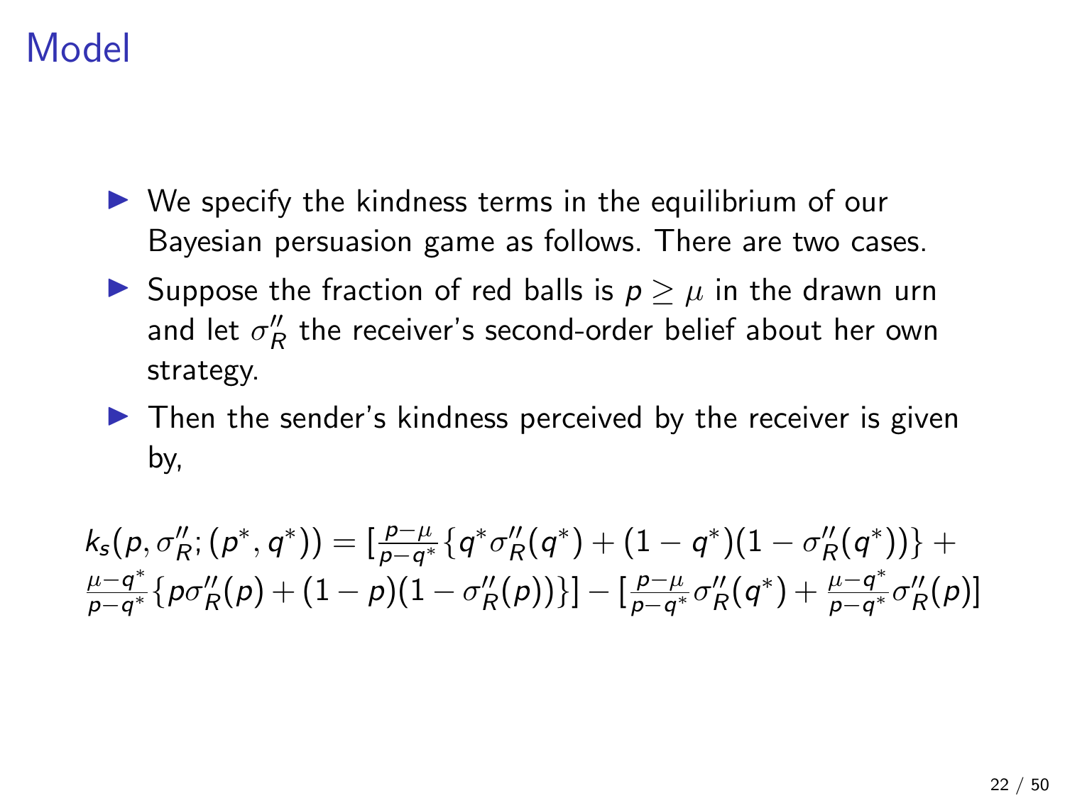# Model

- We specify the kindness terms in the equilibrium of our Bayesian persuasion game as follows. There are two cases.
- Suppose the fraction of red balls is $p \geq \mu$ in the drawn urn and let $\sigma_R''$ the receiver's second-order belief about her own strategy.
- Then the sender's kindness perceived by the receiver is given by,

$$k_s(p, \sigma_R''; (p^*, q^*)) = [\tfrac{p-\mu}{p-q^*}\{q^*\sigma_R''(q^*) + (1-q^*)(1-\sigma_R''(q^*))\} + \tfrac{\mu-q^*}{p-q^*}\{p\sigma_R''(p) + (1-p)(1-\sigma_R''(p))\}] - [\tfrac{p-\mu}{p-q^*}\sigma_R''(q^*) + \tfrac{\mu-q^*}{p-q^*}\sigma_R''(p)]$$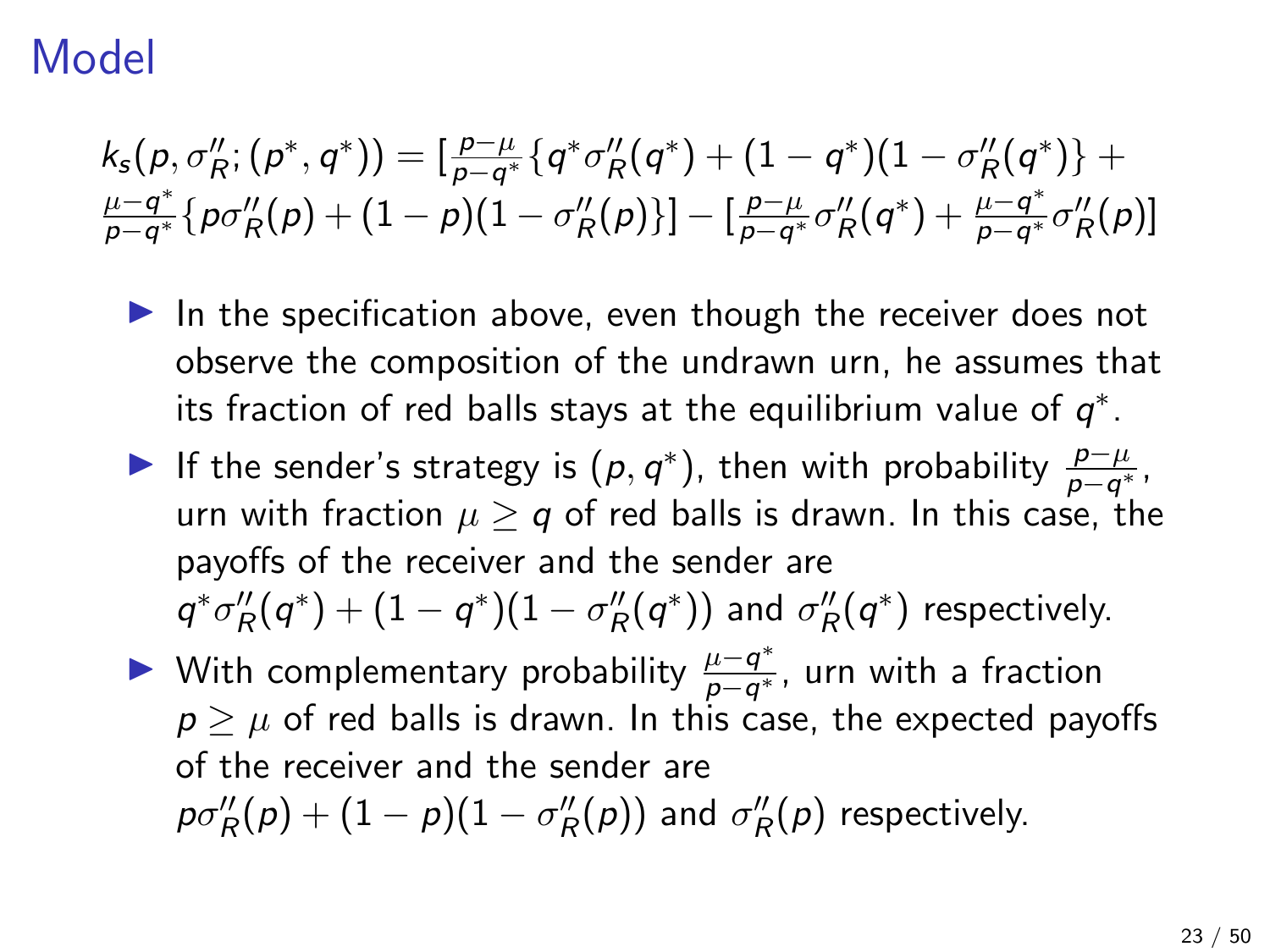# Model

$$k_s(p, \sigma_R''; (p^*, q^*)) = [\tfrac{p-\mu}{p-q^*}\{q^*\sigma_R''(q^*) + (1-q^*)(1-\sigma_R''(q^*)\} + \tfrac{\mu-q^*}{p-q^*}\{p\sigma_R''(p) + (1-p)(1-\sigma_R''(p)\}] - [\tfrac{p-\mu}{p-q^*}\sigma_R''(q^*) + \tfrac{\mu-q^*}{p-q^*}\sigma_R''(p)]$$

- In the specification above, even though the receiver does not observe the composition of the undrawn urn, he assumes that its fraction of red balls stays at the equilibrium value of $q^*$.
- If the sender's strategy is $(p, q^*)$, then with probability $\frac{p-\mu}{p-q^*}$, urn with fraction $\mu \geq q$ of red balls is drawn. In this case, the payoffs of the receiver and the sender are $q^*\sigma_R''(q^*) + (1-q^*)(1-\sigma_R''(q^*))$ and $\sigma_R''(q^*)$ respectively.
- With complementary probability $\frac{\mu-q^*}{p-q^*}$, urn with a fraction $p \geq \mu$ of red balls is drawn. In this case, the expected payoffs of the receiver and the sender are $p\sigma_R''(p) + (1-p)(1-\sigma_R''(p))$ and $\sigma_R''(p)$ respectively.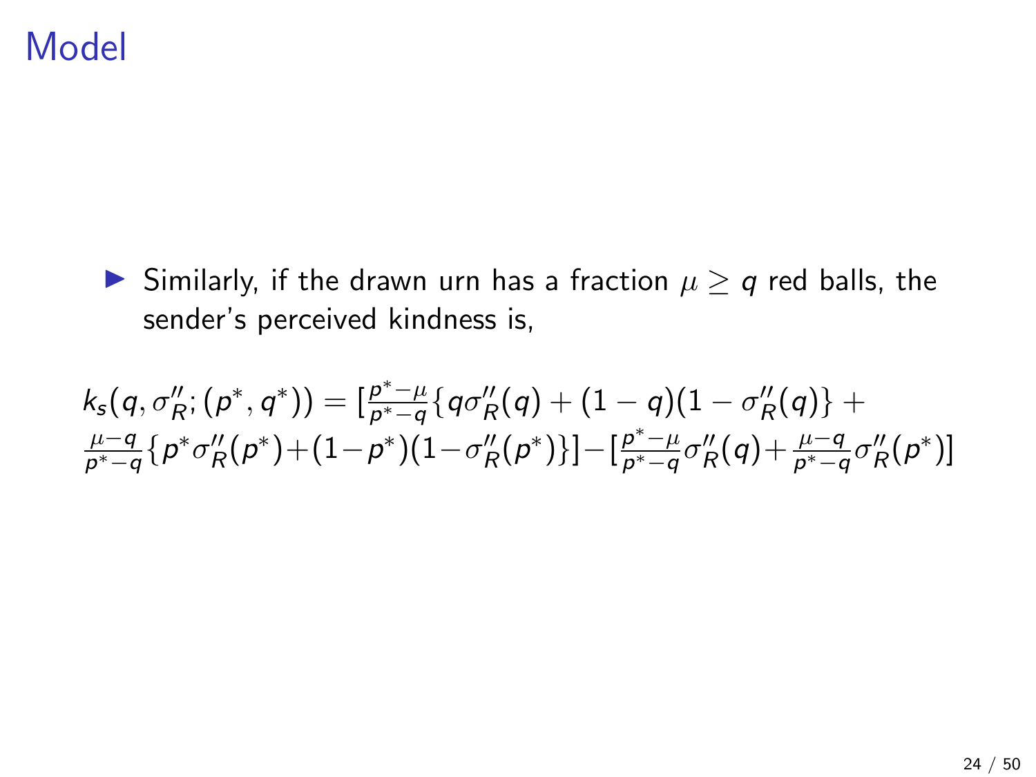# Model

- Similarly, if the drawn urn has a fraction $\mu \geq q$ red balls, the sender's perceived kindness is,

$$k_s(q, \sigma''_R; (p^*, q^*)) = [\tfrac{p^*-\mu}{p^*-q}\{q\sigma''_R(q) + (1-q)(1-\sigma''_R(q)\} + \tfrac{\mu-q}{p^*-q}\{p^*\sigma''_R(p^*) + (1-p^*)(1-\sigma''_R(p^*)\}] - [\tfrac{p^*-\mu}{p^*-q}\sigma''_R(q) + \tfrac{\mu-q}{p^*-q}\sigma''_R(p^*)]$$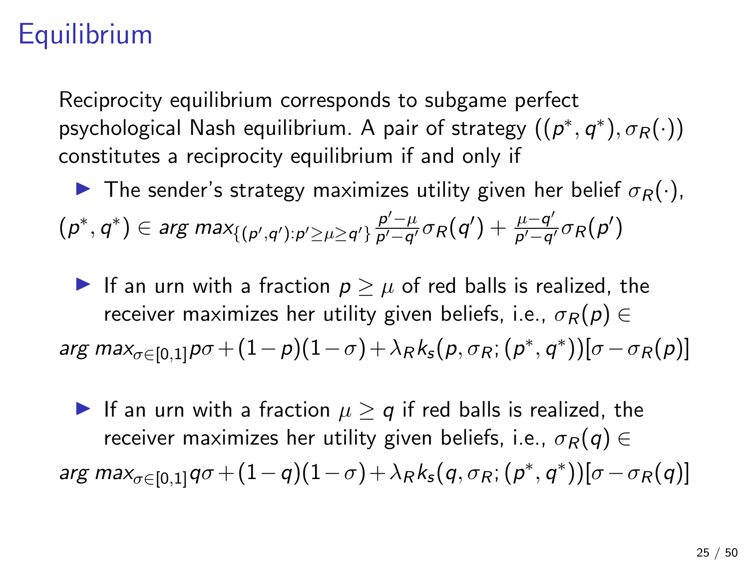# Equilibrium

Reciprocity equilibrium corresponds to subgame perfect psychological Nash equilibrium. A pair of strategy $((p^*, q^*), \sigma_R(\cdot))$ constitutes a reciprocity equilibrium if and only if

- The sender's strategy maximizes utility given her belief $\sigma_R(\cdot)$,

$$(p^*, q^*) \in arg\ max_{\{(p',q'):p' \geq \mu \geq q'\}} \frac{p'-\mu}{p'-q'}\sigma_R(q') + \frac{\mu-q'}{p'-q'}\sigma_R(p')$$

- If an urn with a fraction $p \geq \mu$ of red balls is realized, the receiver maximizes her utility given beliefs, i.e., $\sigma_R(p) \in$

$$arg\ max_{\sigma \in [0,1]} p\sigma + (1-p)(1-\sigma) + \lambda_R k_s(p, \sigma_R; (p^*, q^*))[\sigma - \sigma_R(p)]$$

- If an urn with a fraction $\mu \geq q$ if red balls is realized, the receiver maximizes her utility given beliefs, i.e., $\sigma_R(q) \in$

$$arg\ max_{\sigma \in [0,1]} q\sigma + (1-q)(1-\sigma) + \lambda_R k_s(q, \sigma_R; (p^*, q^*))[\sigma - \sigma_R(q)]$$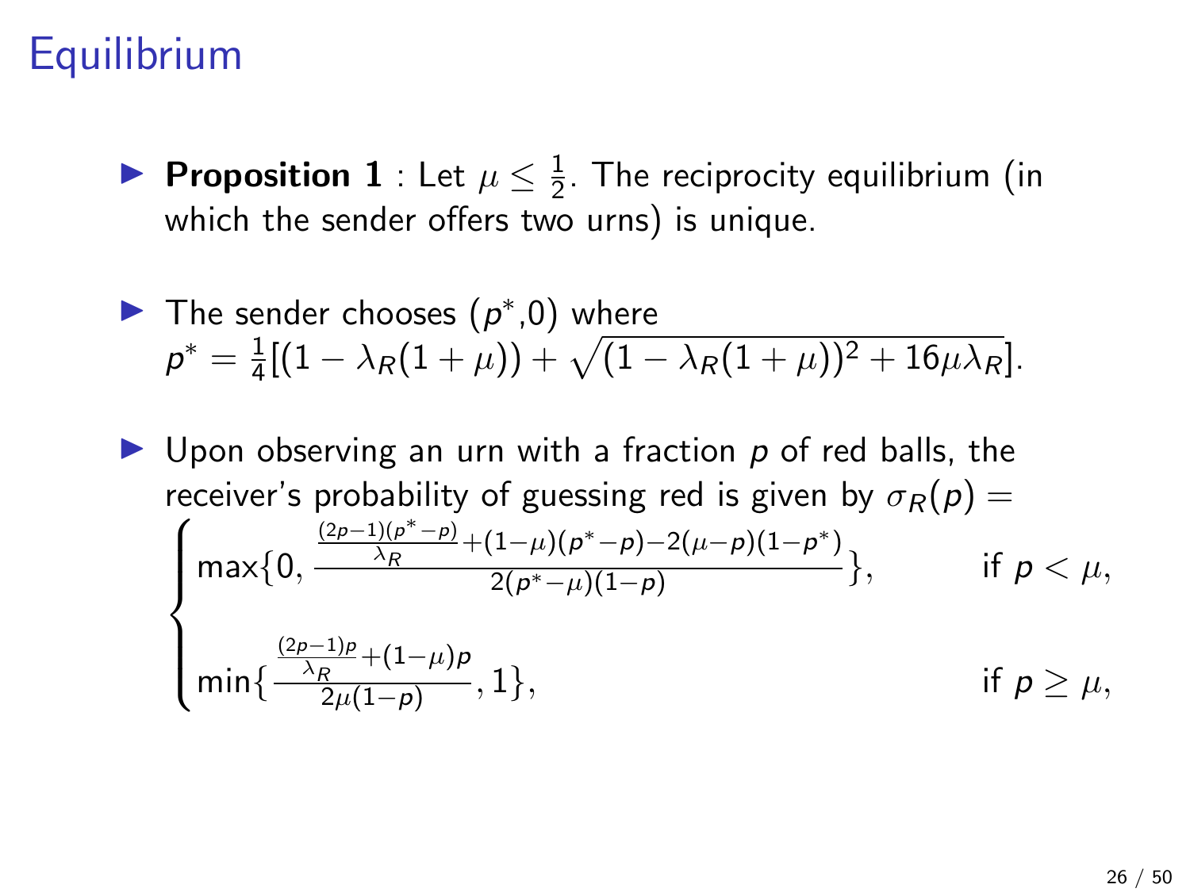# Equilibrium

- **Proposition 1** : Let $\mu \leq \frac{1}{2}$. The reciprocity equilibrium (in which the sender offers two urns) is unique.

- The sender chooses ($p^*$,0) where $p^* = \frac{1}{4}[(1 - \lambda_R(1+\mu)) + \sqrt{(1-\lambda_R(1+\mu))^2 + 16\mu\lambda_R}]$.

- Upon observing an urn with a fraction $p$ of red balls, the receiver's probability of guessing red is given by $\sigma_R(p) =$

$$
\begin{cases}
\max\{0, \frac{\frac{(2p-1)(p^*-p)}{\lambda_R} + (1-\mu)(p^*-p) - 2(\mu-p)(1-p^*)}{2(p^*-\mu)(1-p)}\}, & \text{if } p < \mu, \\
\min\{\frac{\frac{(2p-1)p}{\lambda_R} + (1-\mu)p}{2\mu(1-p)}, 1\}, & \text{if } p \geq \mu,
\end{cases}
$$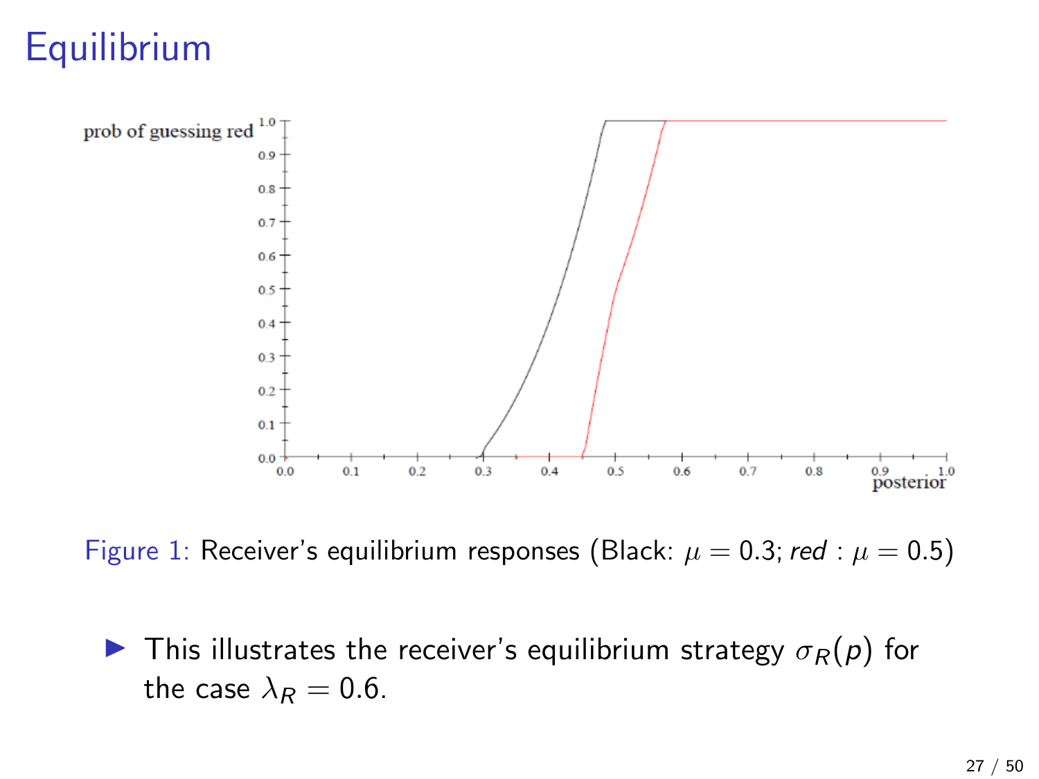# Equilibrium

Figure 1: Receiver's equilibrium responses (Black: $\mu = 0.3$; *red* : $\mu = 0.5$)

- This illustrates the receiver's equilibrium strategy $\sigma_R(p)$ for the case $\lambda_R = 0.6$.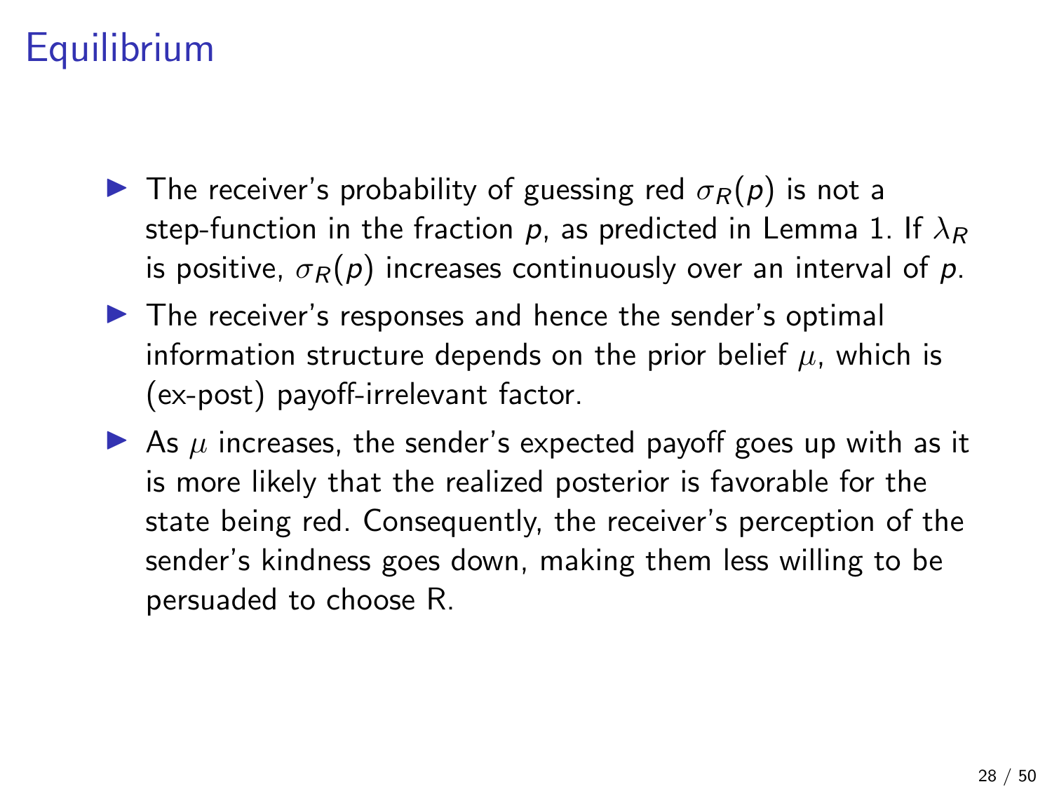# Equilibrium

- The receiver's probability of guessing red $\sigma_R(p)$ is not a step-function in the fraction $p$, as predicted in Lemma 1. If $\lambda_R$ is positive, $\sigma_R(p)$ increases continuously over an interval of $p$.
- The receiver's responses and hence the sender's optimal information structure depends on the prior belief $\mu$, which is (ex-post) payoff-irrelevant factor.
- As $\mu$ increases, the sender's expected payoff goes up with as it is more likely that the realized posterior is favorable for the state being red. Consequently, the receiver's perception of the sender's kindness goes down, making them less willing to be persuaded to choose R.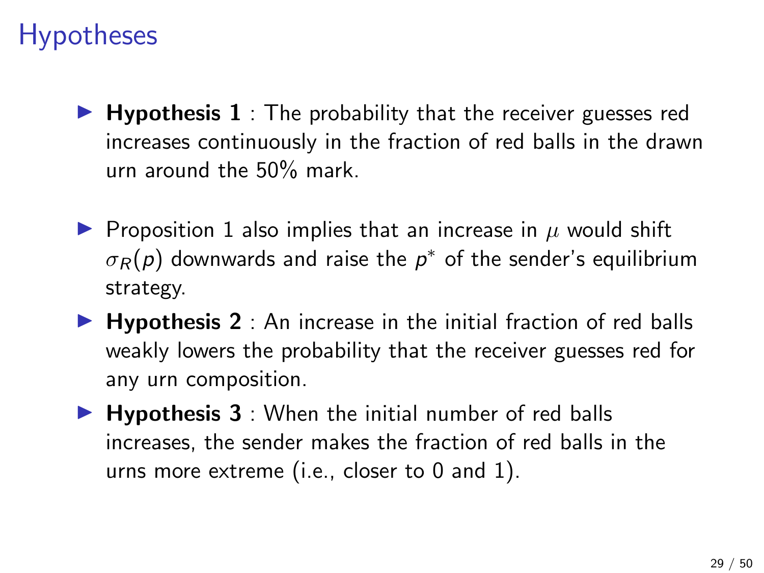# Hypotheses

- **Hypothesis 1** : The probability that the receiver guesses red increases continuously in the fraction of red balls in the drawn urn around the 50% mark.
- Proposition 1 also implies that an increase in $\mu$ would shift $\sigma_R(p)$ downwards and raise the $p^*$ of the sender's equilibrium strategy.
- **Hypothesis 2** : An increase in the initial fraction of red balls weakly lowers the probability that the receiver guesses red for any urn composition.
- **Hypothesis 3** : When the initial number of red balls increases, the sender makes the fraction of red balls in the urns more extreme (i.e., closer to 0 and 1).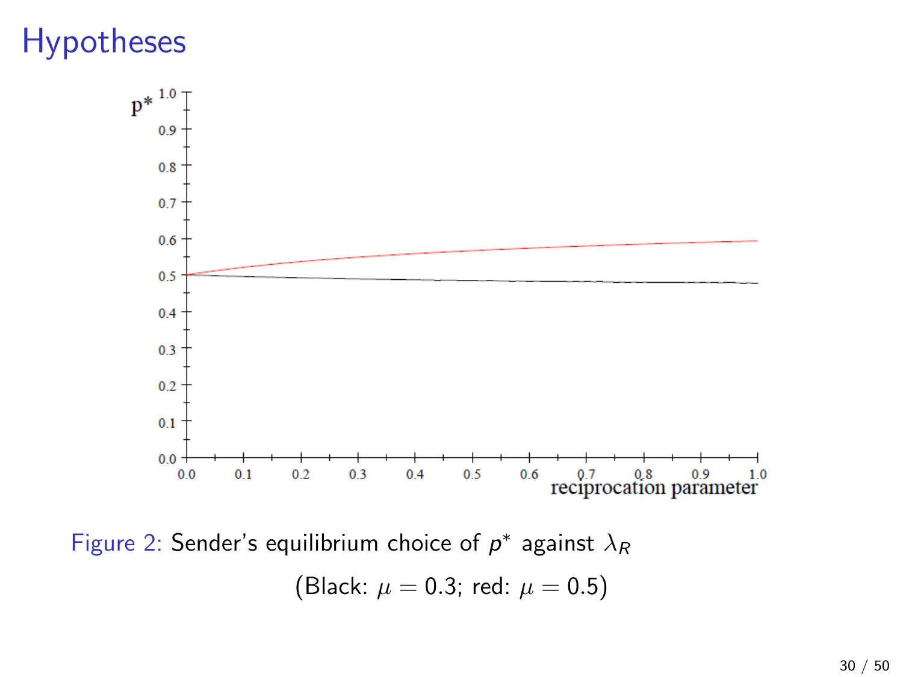# Hypotheses

Figure 2: Sender's equilibrium choice of $p^*$ against $\lambda_R$

(Black: $\mu = 0.3$; red: $\mu = 0.5$)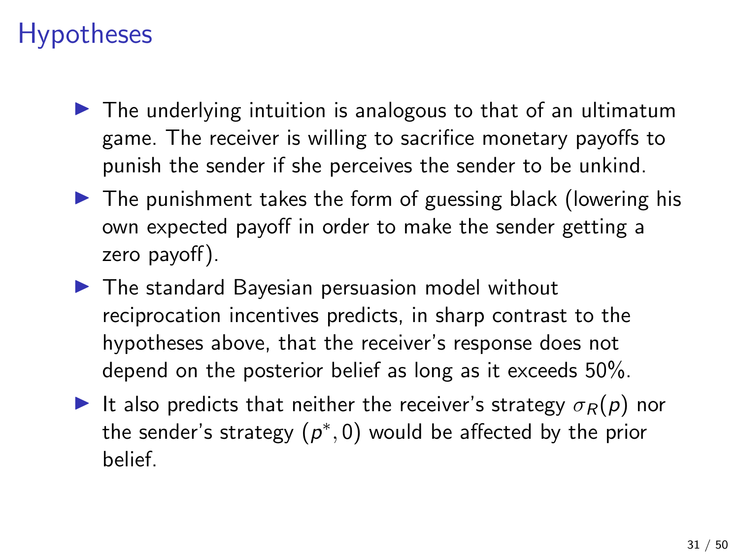# Hypotheses

- The underlying intuition is analogous to that of an ultimatum game. The receiver is willing to sacrifice monetary payoffs to punish the sender if she perceives the sender to be unkind.
- The punishment takes the form of guessing black (lowering his own expected payoff in order to make the sender getting a zero payoff).
- The standard Bayesian persuasion model without reciprocation incentives predicts, in sharp contrast to the hypotheses above, that the receiver's response does not depend on the posterior belief as long as it exceeds 50%.
- It also predicts that neither the receiver's strategy $\sigma_R(p)$ nor the sender's strategy $(p^*, 0)$ would be affected by the prior belief.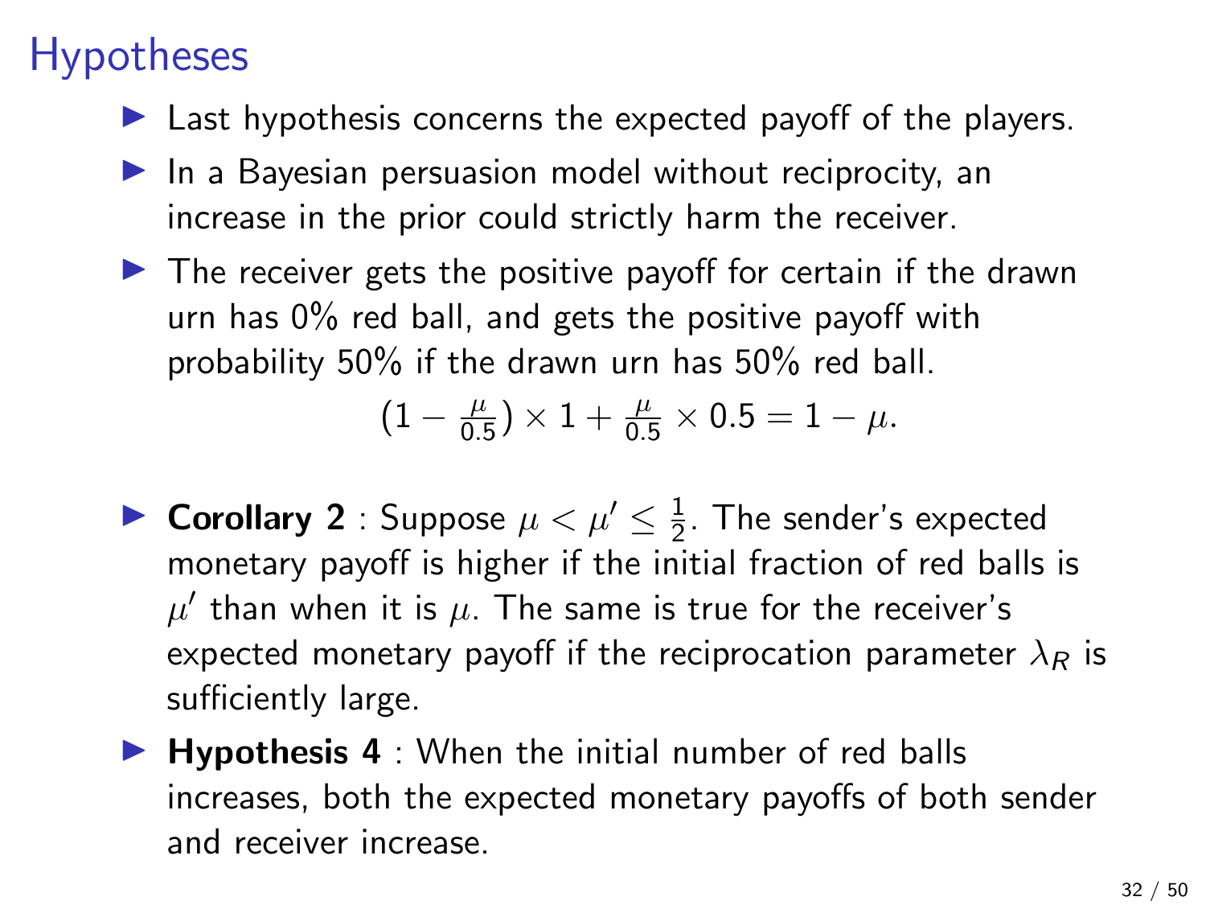# Hypotheses

- Last hypothesis concerns the expected payoff of the players.
- In a Bayesian persuasion model without reciprocity, an increase in the prior could strictly harm the receiver.
- The receiver gets the positive payoff for certain if the drawn urn has 0% red ball, and gets the positive payoff with probability 50% if the drawn urn has 50% red ball.

$$(1 - \frac{\mu}{0.5}) \times 1 + \frac{\mu}{0.5} \times 0.5 = 1 - \mu.$$

- **Corollary 2** : Suppose $\mu < \mu' \leq \frac{1}{2}$. The sender's expected monetary payoff is higher if the initial fraction of red balls is $\mu'$ than when it is $\mu$. The same is true for the receiver's expected monetary payoff if the reciprocation parameter $\lambda_R$ is sufficiently large.
- **Hypothesis 4** : When the initial number of red balls increases, both the expected monetary payoffs of both sender and receiver increase.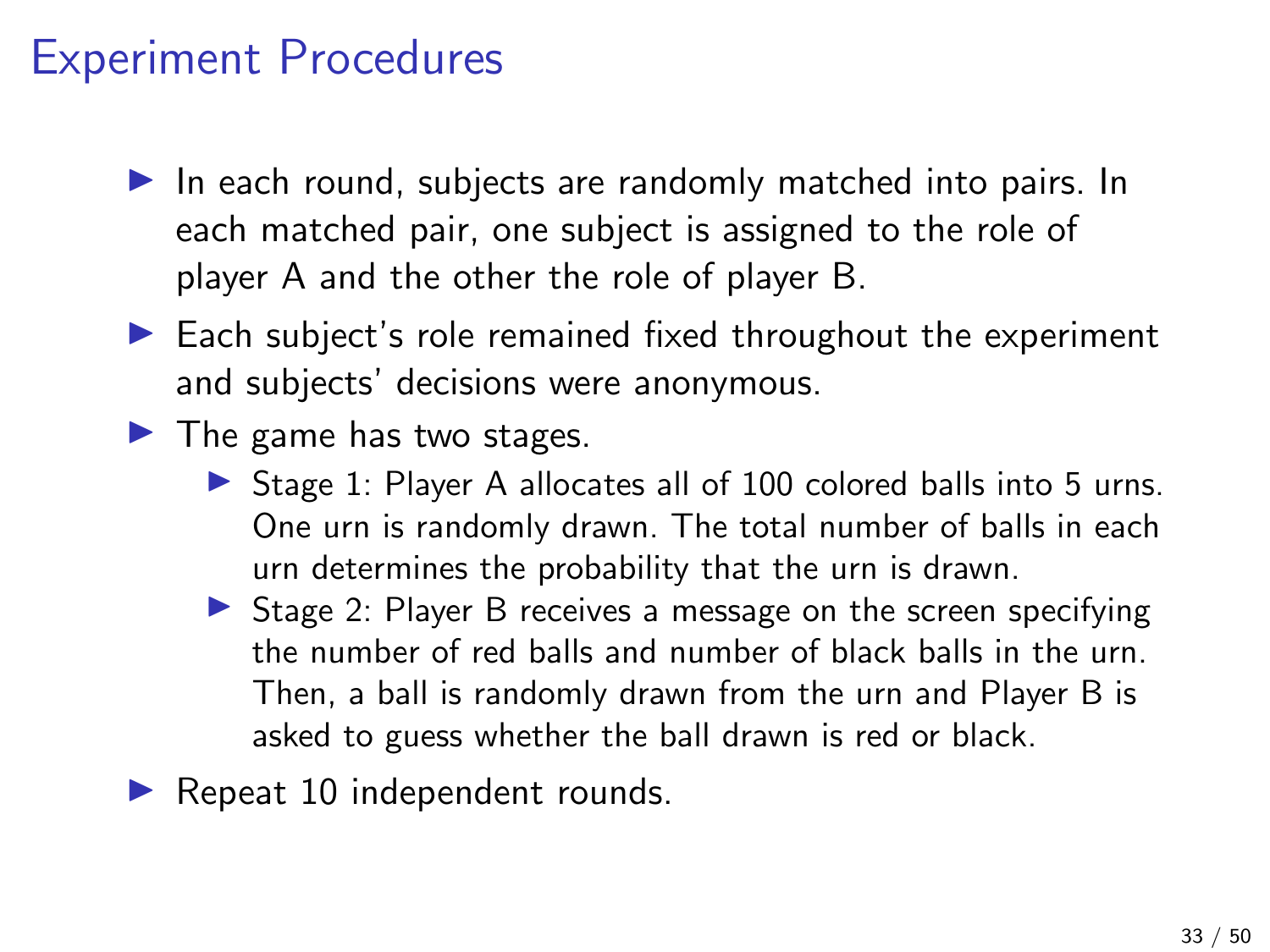# Experiment Procedures

- In each round, subjects are randomly matched into pairs. In each matched pair, one subject is assigned to the role of player A and the other the role of player B.
- Each subject's role remained fixed throughout the experiment and subjects' decisions were anonymous.
- The game has two stages.
  - Stage 1: Player A allocates all of 100 colored balls into 5 urns. One urn is randomly drawn. The total number of balls in each urn determines the probability that the urn is drawn.
  - Stage 2: Player B receives a message on the screen specifying the number of red balls and number of black balls in the urn. Then, a ball is randomly drawn from the urn and Player B is asked to guess whether the ball drawn is red or black.
- Repeat 10 independent rounds.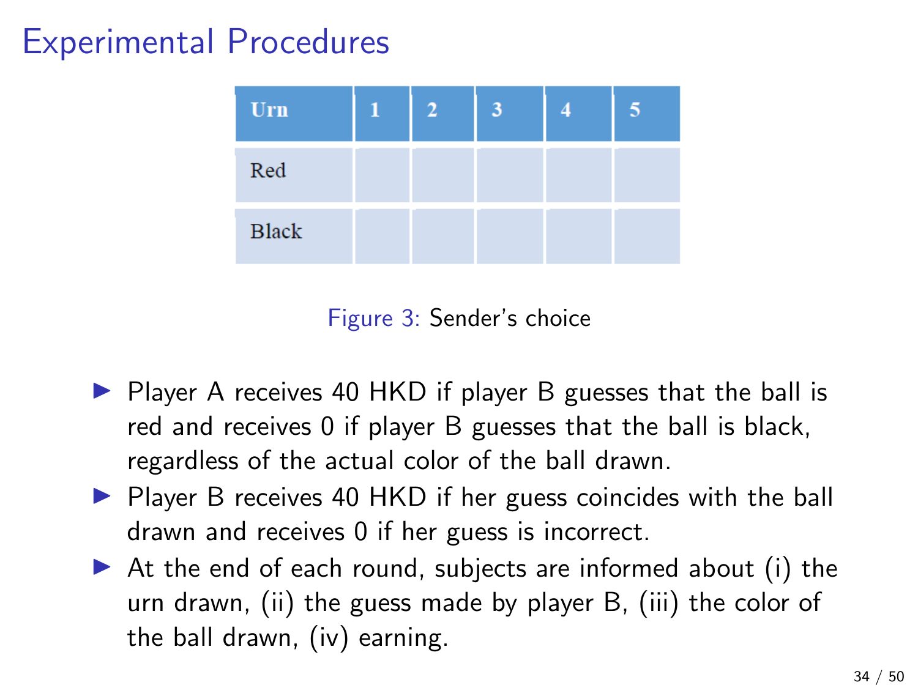# Experimental Procedures

| Urn | 1 | 2 | 3 | 4 | 5 |
|---|---|---|---|---|---|
| Red | | | | | |
| Black | | | | | |

Figure 3: Sender's choice

- Player A receives 40 HKD if player B guesses that the ball is red and receives 0 if player B guesses that the ball is black, regardless of the actual color of the ball drawn.
- Player B receives 40 HKD if her guess coincides with the ball drawn and receives 0 if her guess is incorrect.
- At the end of each round, subjects are informed about (i) the urn drawn, (ii) the guess made by player B, (iii) the color of the ball drawn, (iv) earning.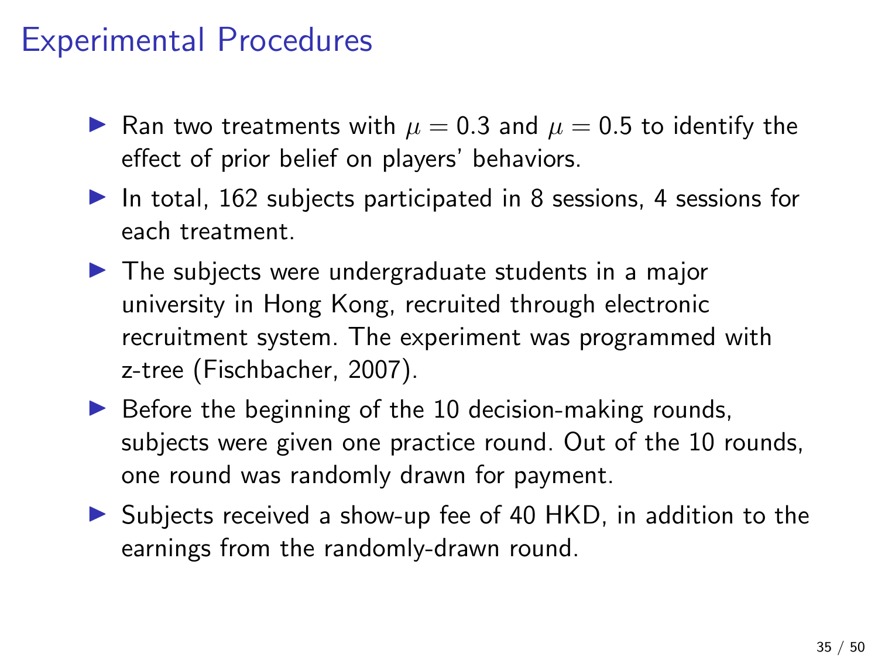# Experimental Procedures

- Ran two treatments with $\mu = 0.3$ and $\mu = 0.5$ to identify the effect of prior belief on players' behaviors.
- In total, 162 subjects participated in 8 sessions, 4 sessions for each treatment.
- The subjects were undergraduate students in a major university in Hong Kong, recruited through electronic recruitment system. The experiment was programmed with z-tree (Fischbacher, 2007).
- Before the beginning of the 10 decision-making rounds, subjects were given one practice round. Out of the 10 rounds, one round was randomly drawn for payment.
- Subjects received a show-up fee of 40 HKD, in addition to the earnings from the randomly-drawn round.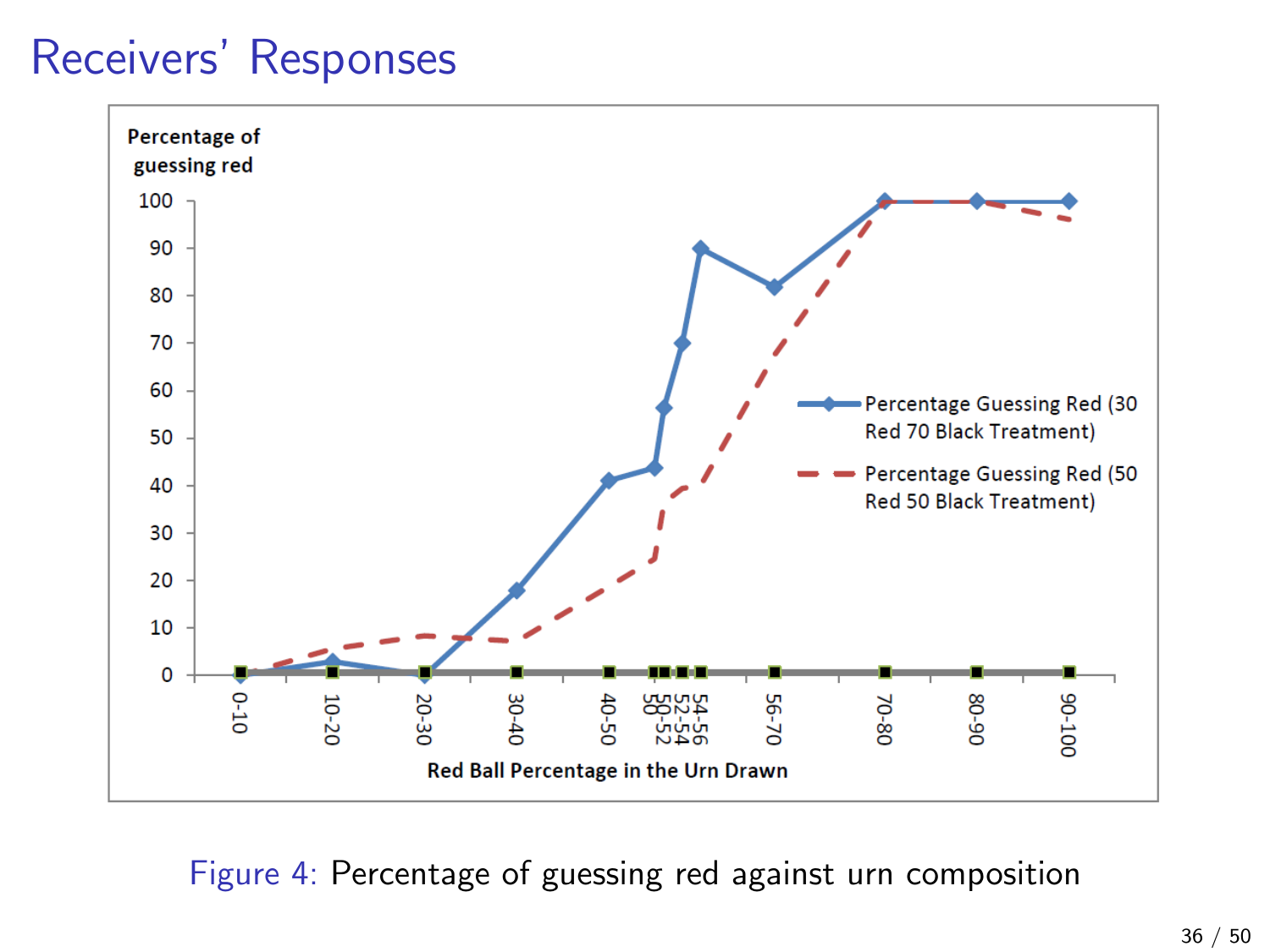# Receivers' Responses

Percentage of guessing red

100, 90, 80, 70, 60, 50, 40, 30, 20, 10, 0

Percentage Guessing Red (30 Red 70 Black Treatment)

Percentage Guessing Red (50 Red 50 Black Treatment)

0-10, 10-20, 20-30, 30-40, 40-50, 50, 50-52, 52-54, 54-56, 56-70, 70-80, 80-90, 90-100

Red Ball Percentage in the Urn Drawn

Figure 4: Percentage of guessing red against urn composition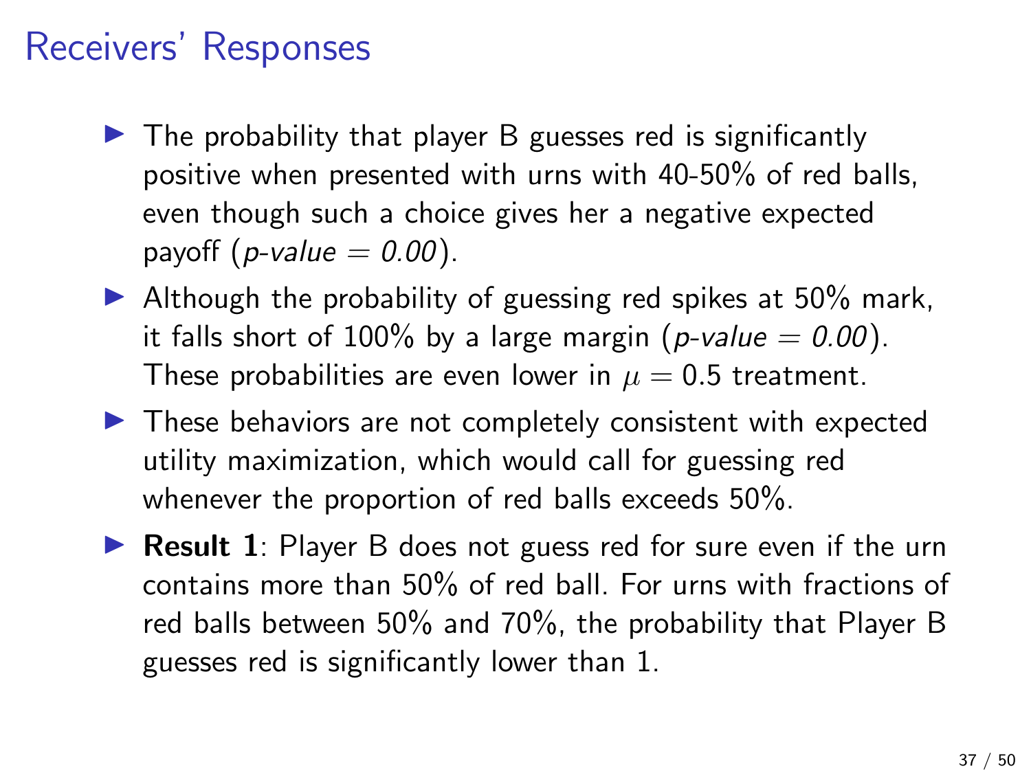# Receivers' Responses

- The probability that player B guesses red is significantly positive when presented with urns with 40-50% of red balls, even though such a choice gives her a negative expected payoff (*p-value = 0.00*).
- Although the probability of guessing red spikes at 50% mark, it falls short of 100% by a large margin (*p-value = 0.00*). These probabilities are even lower in $\mu = 0.5$ treatment.
- These behaviors are not completely consistent with expected utility maximization, which would call for guessing red whenever the proportion of red balls exceeds 50%.
- **Result 1**: Player B does not guess red for sure even if the urn contains more than 50% of red ball. For urns with fractions of red balls between 50% and 70%, the probability that Player B guesses red is significantly lower than 1.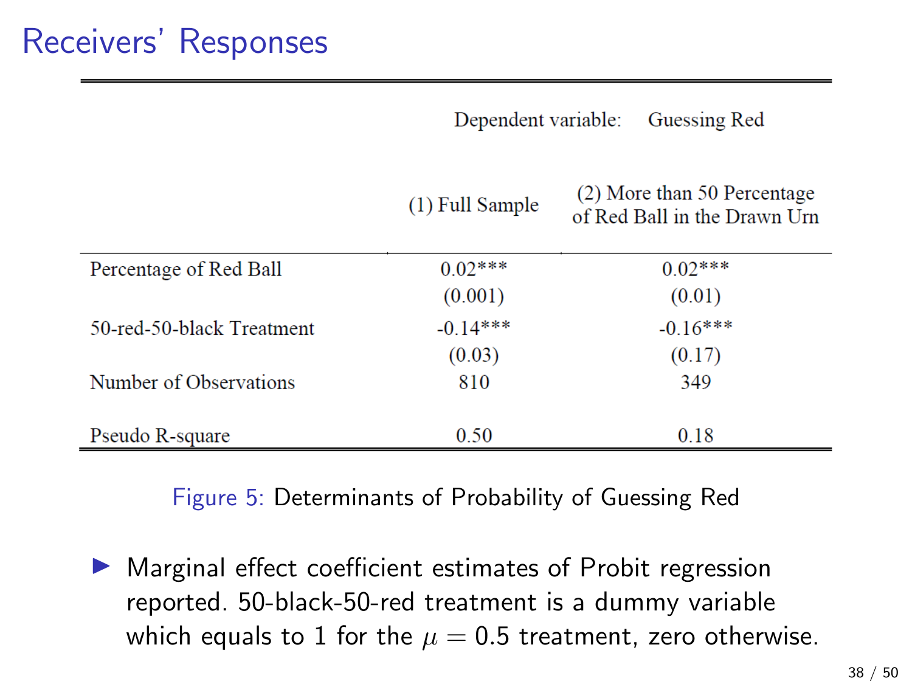# Receivers' Responses

| | Dependent variable: Guessing Red | |
|---|---|---|
| | (1) Full Sample | (2) More than 50 Percentage of Red Ball in the Drawn Urn |
| Percentage of Red Ball | 0.02*** | 0.02*** |
| | (0.001) | (0.01) |
| 50-red-50-black Treatment | -0.14*** | -0.16*** |
| | (0.03) | (0.17) |
| Number of Observations | 810 | 349 |
| Pseudo R-square | 0.50 | 0.18 |

Figure 5: Determinants of Probability of Guessing Red

- Marginal effect coefficient estimates of Probit regression reported. 50-black-50-red treatment is a dummy variable which equals to 1 for the $\mu = 0.5$ treatment, zero otherwise.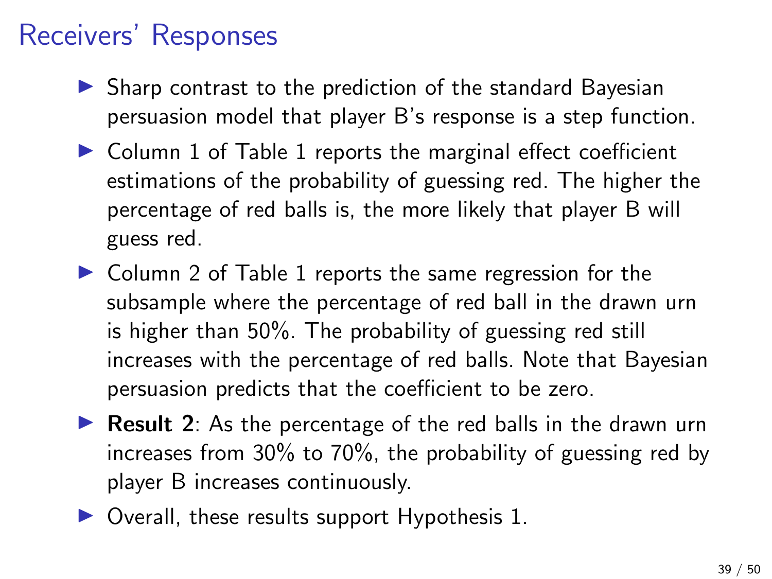# Receivers' Responses

- Sharp contrast to the prediction of the standard Bayesian persuasion model that player B's response is a step function.
- Column 1 of Table 1 reports the marginal effect coefficient estimations of the probability of guessing red. The higher the percentage of red balls is, the more likely that player B will guess red.
- Column 2 of Table 1 reports the same regression for the subsample where the percentage of red ball in the drawn urn is higher than 50%. The probability of guessing red still increases with the percentage of red balls. Note that Bayesian persuasion predicts that the coefficient to be zero.
- **Result 2**: As the percentage of the red balls in the drawn urn increases from 30% to 70%, the probability of guessing red by player B increases continuously.
- Overall, these results support Hypothesis 1.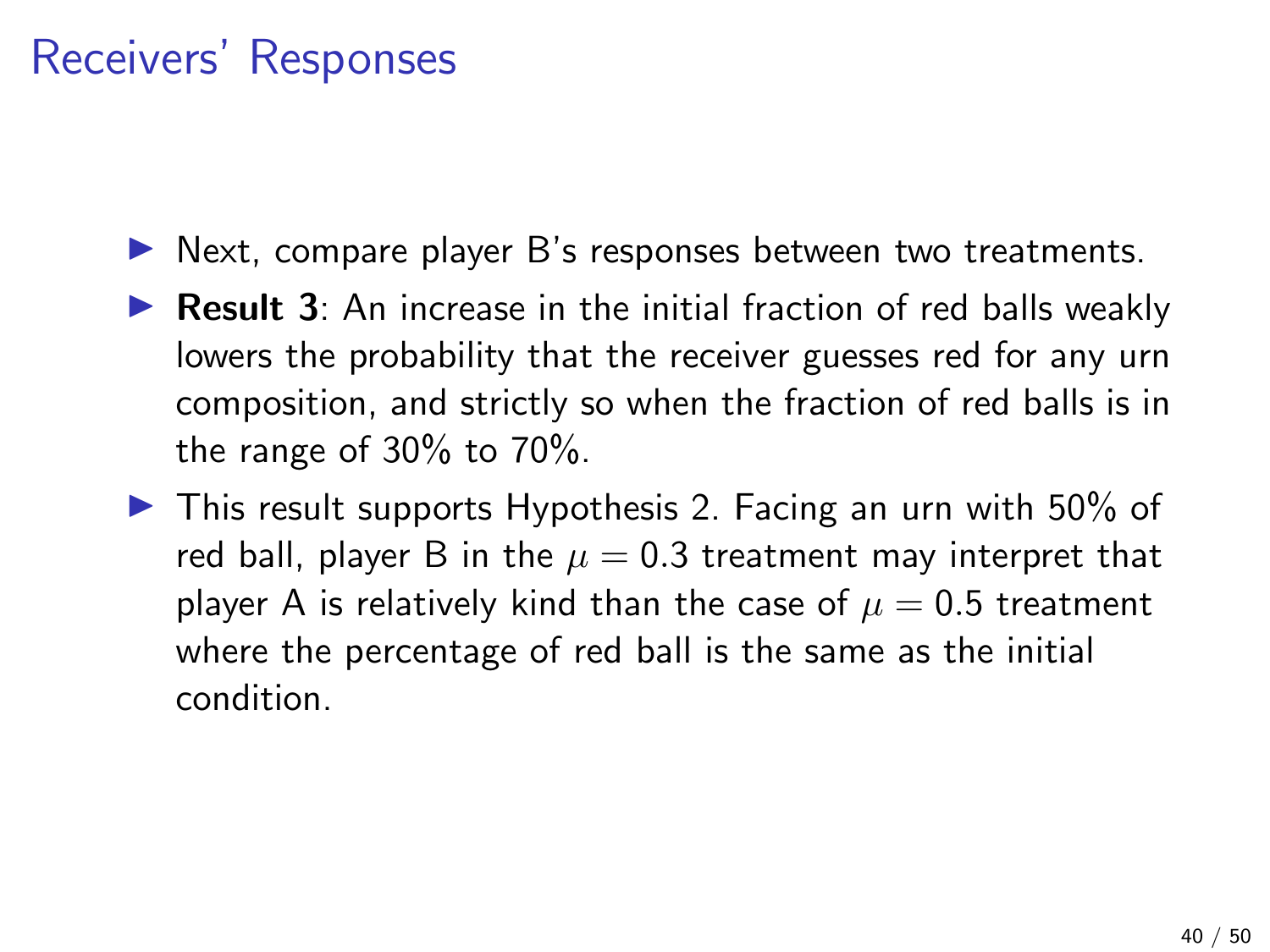# Receivers' Responses

- Next, compare player B's responses between two treatments.
- **Result 3**: An increase in the initial fraction of red balls weakly lowers the probability that the receiver guesses red for any urn composition, and strictly so when the fraction of red balls is in the range of 30% to 70%.
- This result supports Hypothesis 2. Facing an urn with 50% of red ball, player B in the $\mu = 0.3$ treatment may interpret that player A is relatively kind than the case of $\mu = 0.5$ treatment where the percentage of red ball is the same as the initial condition.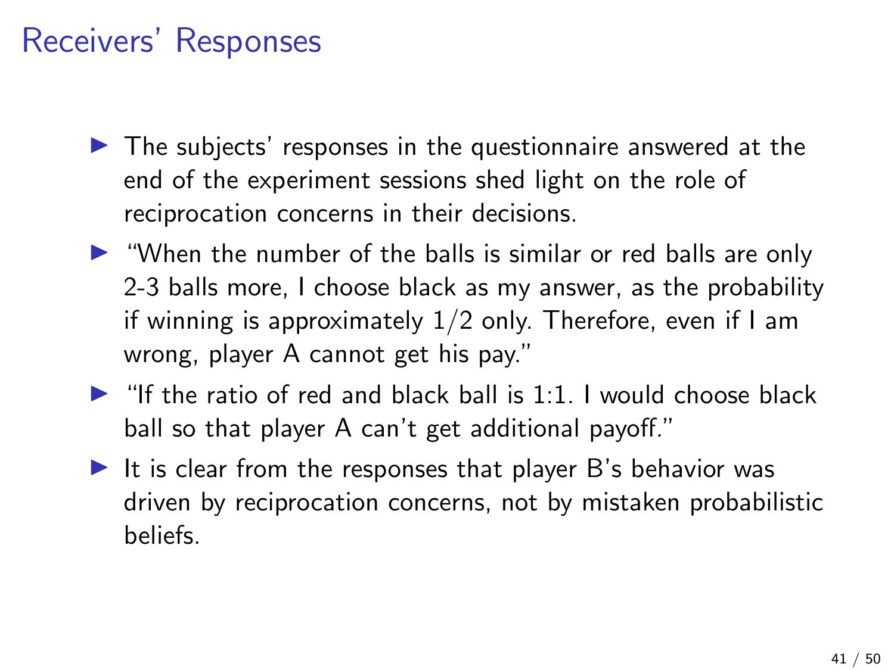# Receivers' Responses

- The subjects' responses in the questionnaire answered at the end of the experiment sessions shed light on the role of reciprocation concerns in their decisions.
- "When the number of the balls is similar or red balls are only 2-3 balls more, I choose black as my answer, as the probability if winning is approximately $1/2$ only. Therefore, even if I am wrong, player A cannot get his pay."
- "If the ratio of red and black ball is 1:1. I would choose black ball so that player A can't get additional payoff."
- It is clear from the responses that player B's behavior was driven by reciprocation concerns, not by mistaken probabilistic beliefs.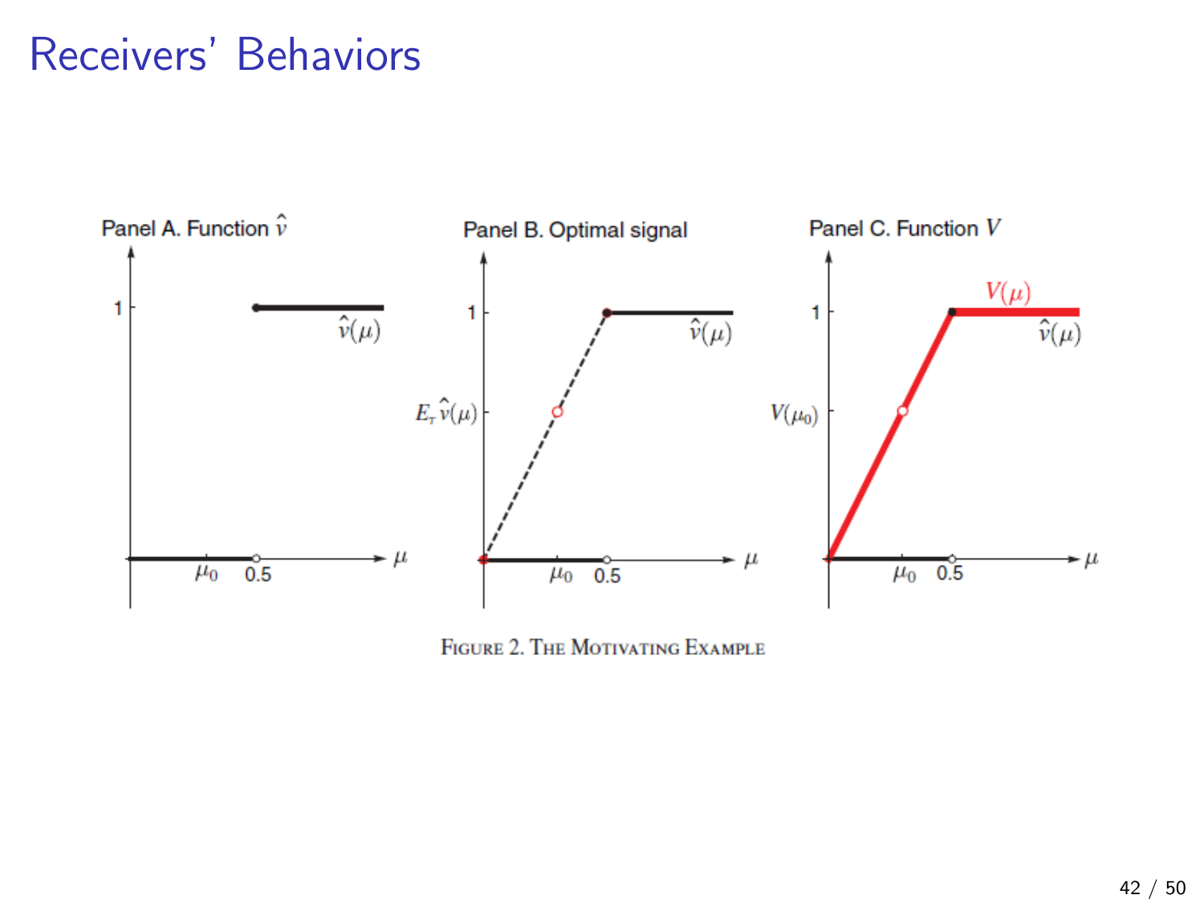# Receivers' Behaviors

Panel A. Function $\hat{v}$

Panel B. Optimal signal

Panel C. Function $V$

FIGURE 2. THE MOTIVATING EXAMPLE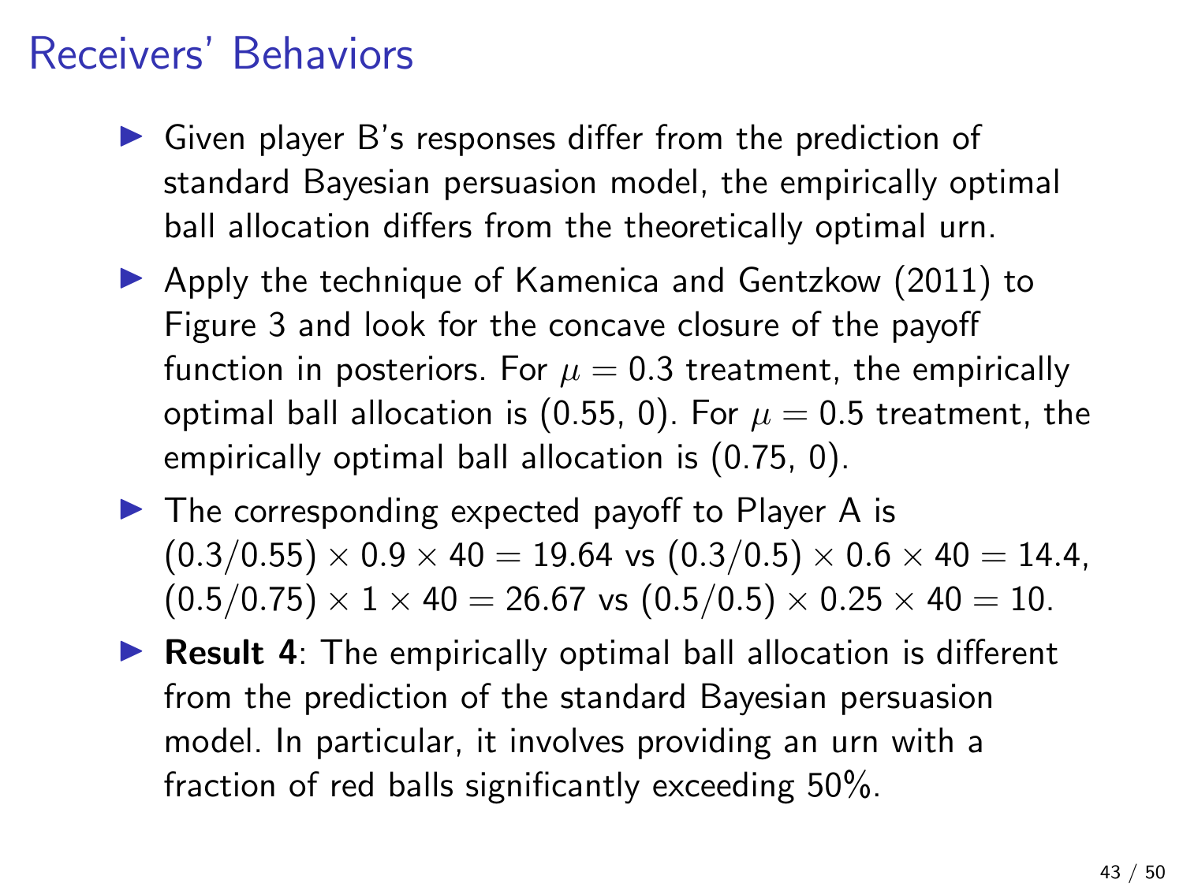# Receivers' Behaviors

- Given player B's responses differ from the prediction of standard Bayesian persuasion model, the empirically optimal ball allocation differs from the theoretically optimal urn.
- Apply the technique of Kamenica and Gentzkow (2011) to Figure 3 and look for the concave closure of the payoff function in posteriors. For $\mu = 0.3$ treatment, the empirically optimal ball allocation is (0.55, 0). For $\mu = 0.5$ treatment, the empirically optimal ball allocation is (0.75, 0).
- The corresponding expected payoff to Player A is $(0.3/0.55) \times 0.9 \times 40 = 19.64$ vs $(0.3/0.5) \times 0.6 \times 40 = 14.4$, $(0.5/0.75) \times 1 \times 40 = 26.67$ vs $(0.5/0.5) \times 0.25 \times 40 = 10$.
- **Result 4**: The empirically optimal ball allocation is different from the prediction of the standard Bayesian persuasion model. In particular, it involves providing an urn with a fraction of red balls significantly exceeding 50%.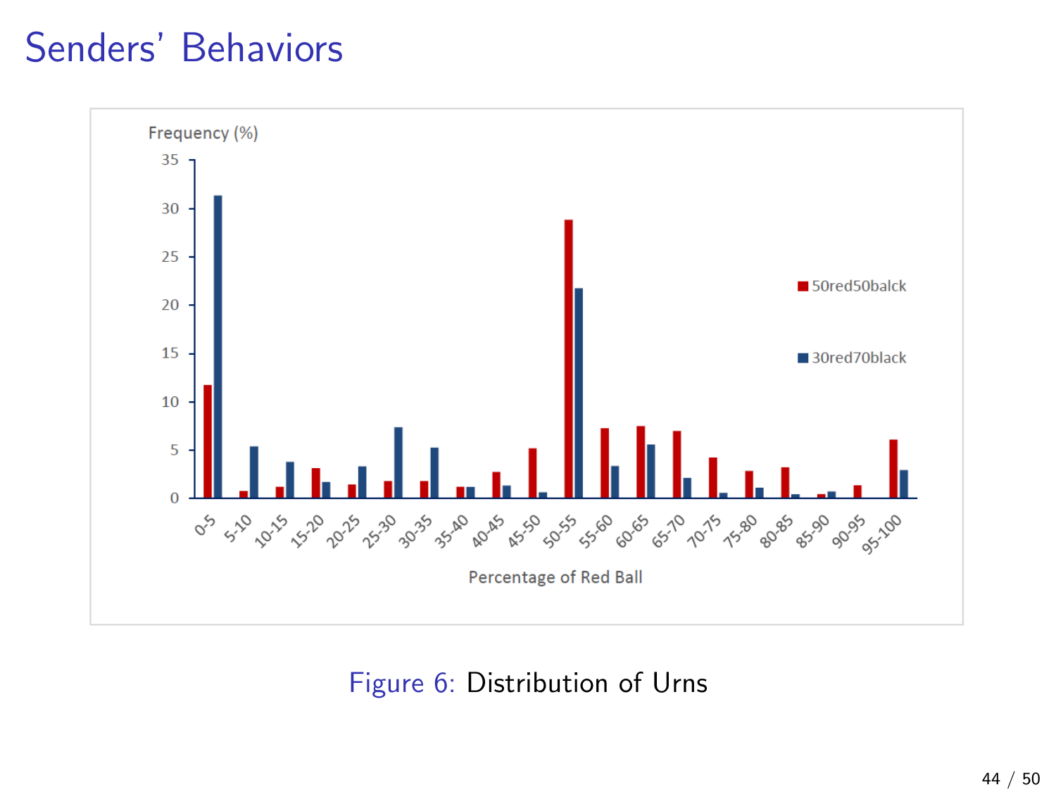# Senders' Behaviors

Figure 6: Distribution of Urns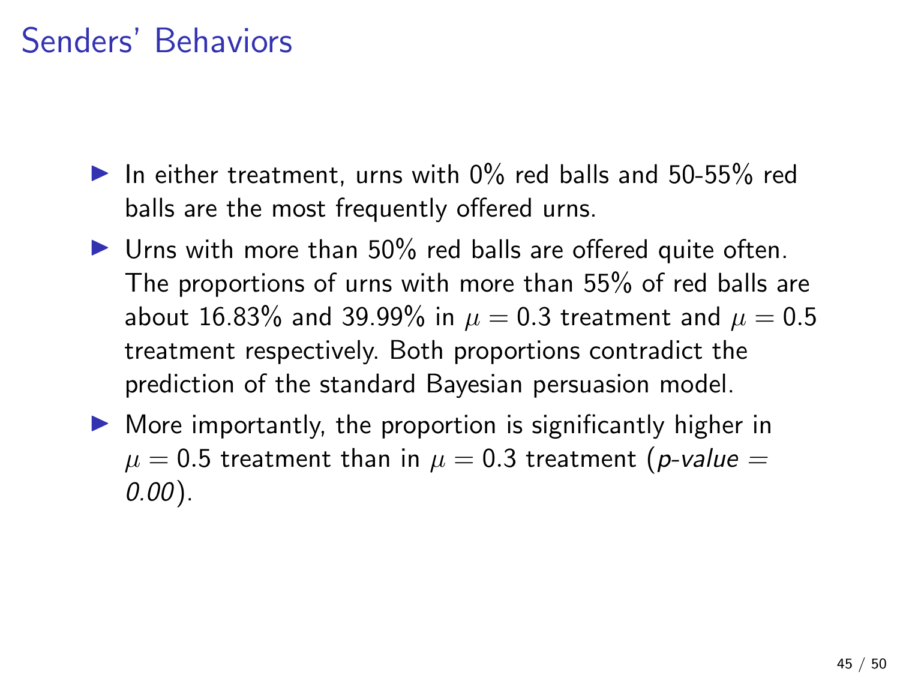# Senders' Behaviors

- In either treatment, urns with 0% red balls and 50-55% red balls are the most frequently offered urns.
- Urns with more than 50% red balls are offered quite often. The proportions of urns with more than 55% of red balls are about 16.83% and 39.99% in $\mu = 0.3$ treatment and $\mu = 0.5$ treatment respectively. Both proportions contradict the prediction of the standard Bayesian persuasion model.
- More importantly, the proportion is significantly higher in $\mu = 0.5$ treatment than in $\mu = 0.3$ treatment (*p-value = 0.00*).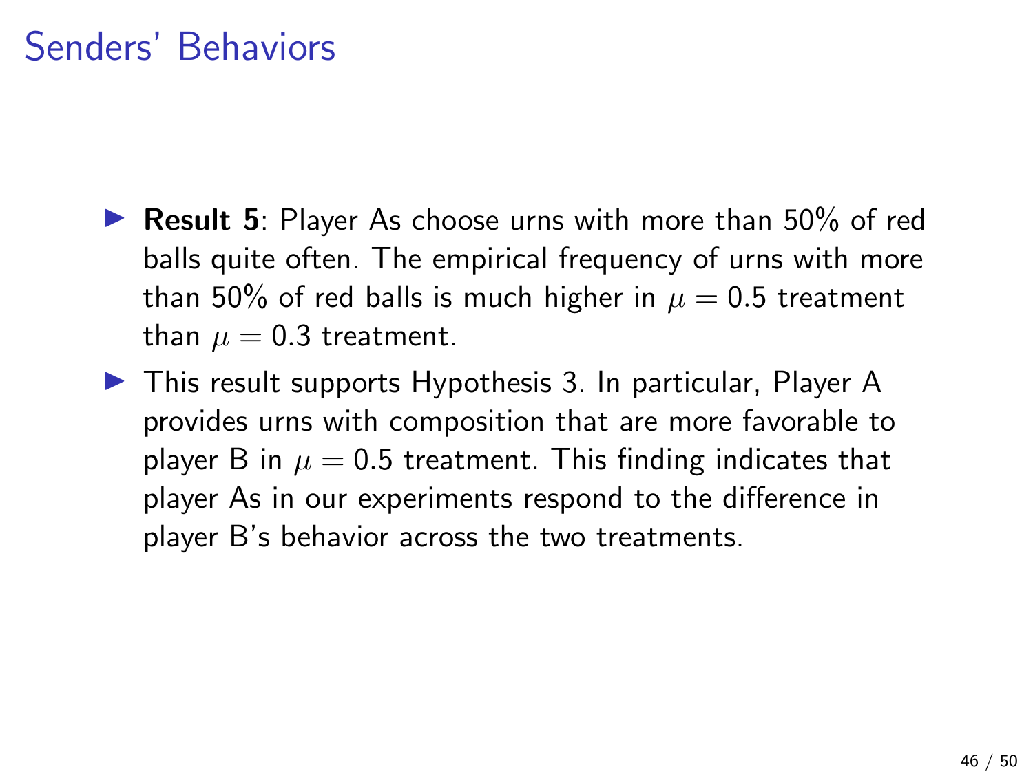# Senders' Behaviors

- **Result 5**: Player As choose urns with more than 50% of red balls quite often. The empirical frequency of urns with more than 50% of red balls is much higher in $\mu = 0.5$ treatment than $\mu = 0.3$ treatment.
- This result supports Hypothesis 3. In particular, Player A provides urns with composition that are more favorable to player B in $\mu = 0.5$ treatment. This finding indicates that player As in our experiments respond to the difference in player B's behavior across the two treatments.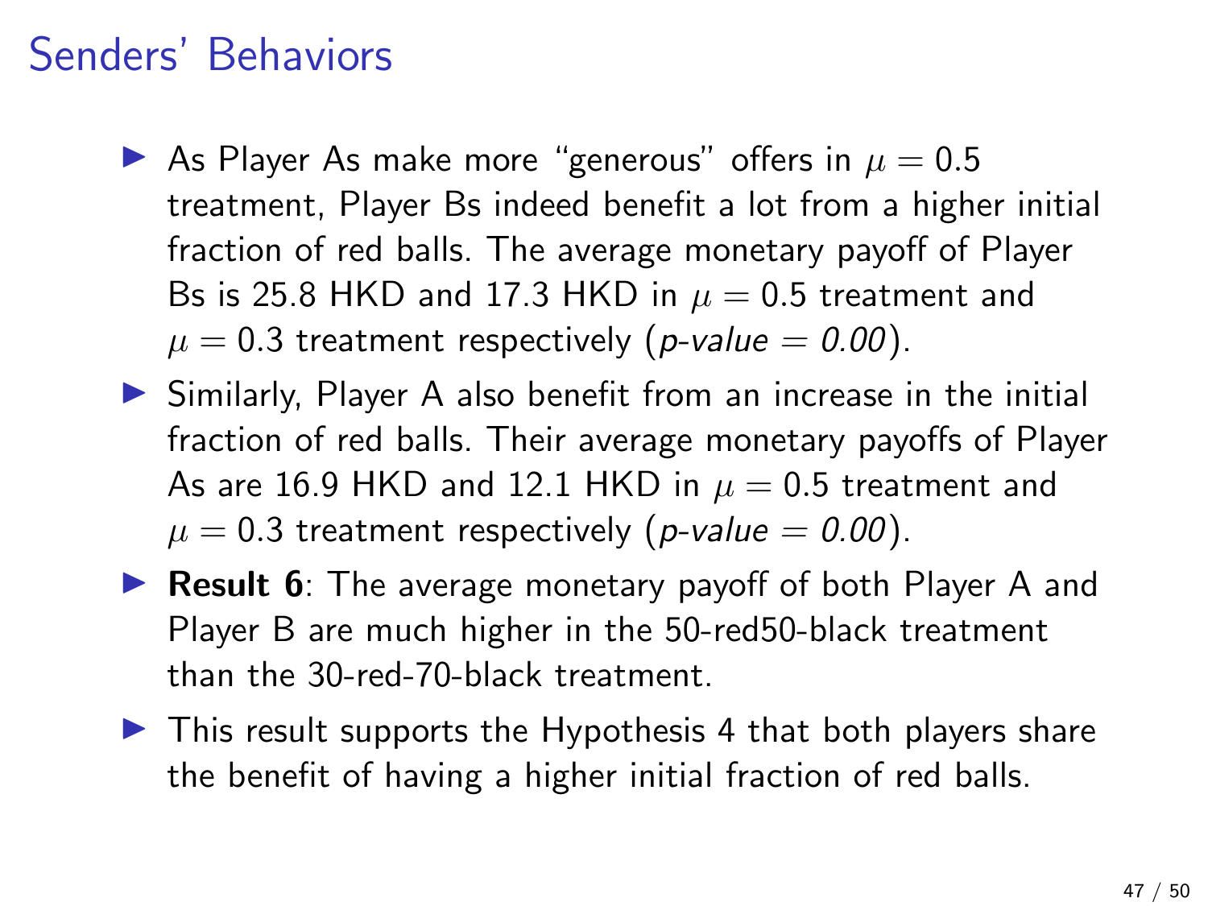# Senders' Behaviors

- As Player As make more "generous" offers in $\mu = 0.5$ treatment, Player Bs indeed benefit a lot from a higher initial fraction of red balls. The average monetary payoff of Player Bs is 25.8 HKD and 17.3 HKD in $\mu = 0.5$ treatment and $\mu = 0.3$ treatment respectively (*p-value = 0.00*).
- Similarly, Player A also benefit from an increase in the initial fraction of red balls. Their average monetary payoffs of Player As are 16.9 HKD and 12.1 HKD in $\mu = 0.5$ treatment and $\mu = 0.3$ treatment respectively (*p-value = 0.00*).
- **Result 6**: The average monetary payoff of both Player A and Player B are much higher in the 50-red50-black treatment than the 30-red-70-black treatment.
- This result supports the Hypothesis 4 that both players share the benefit of having a higher initial fraction of red balls.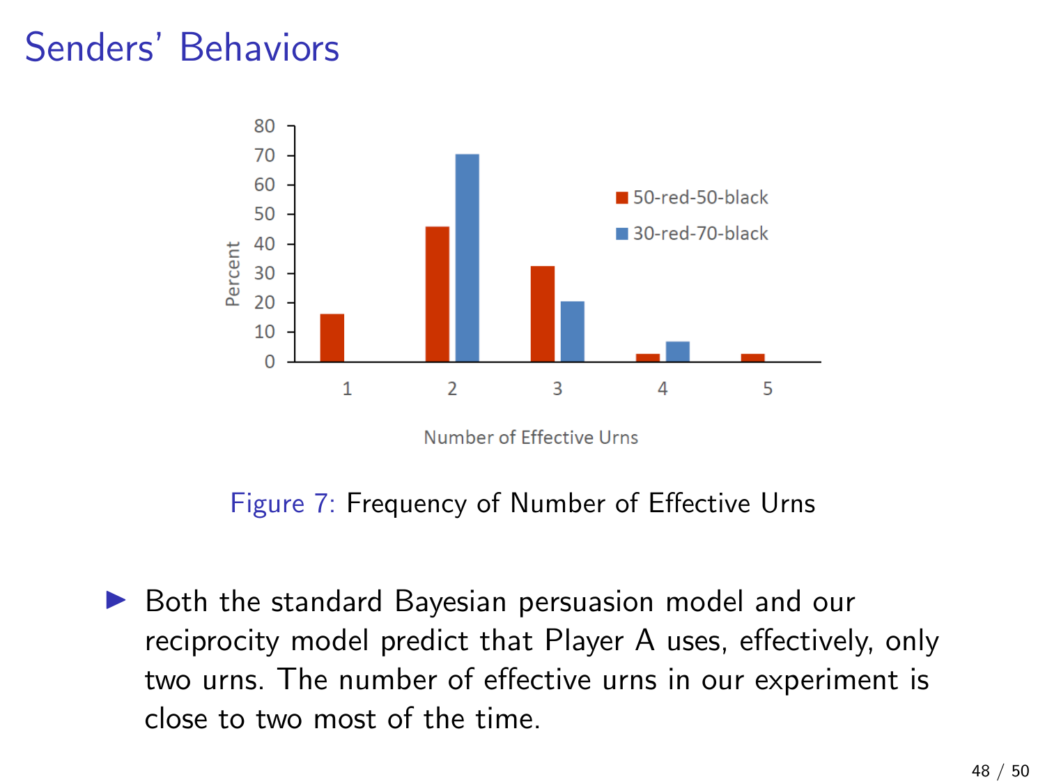# Senders' Behaviors

Figure 7: Frequency of Number of Effective Urns

- Both the standard Bayesian persuasion model and our reciprocity model predict that Player A uses, effectively, only two urns. The number of effective urns in our experiment is close to two most of the time.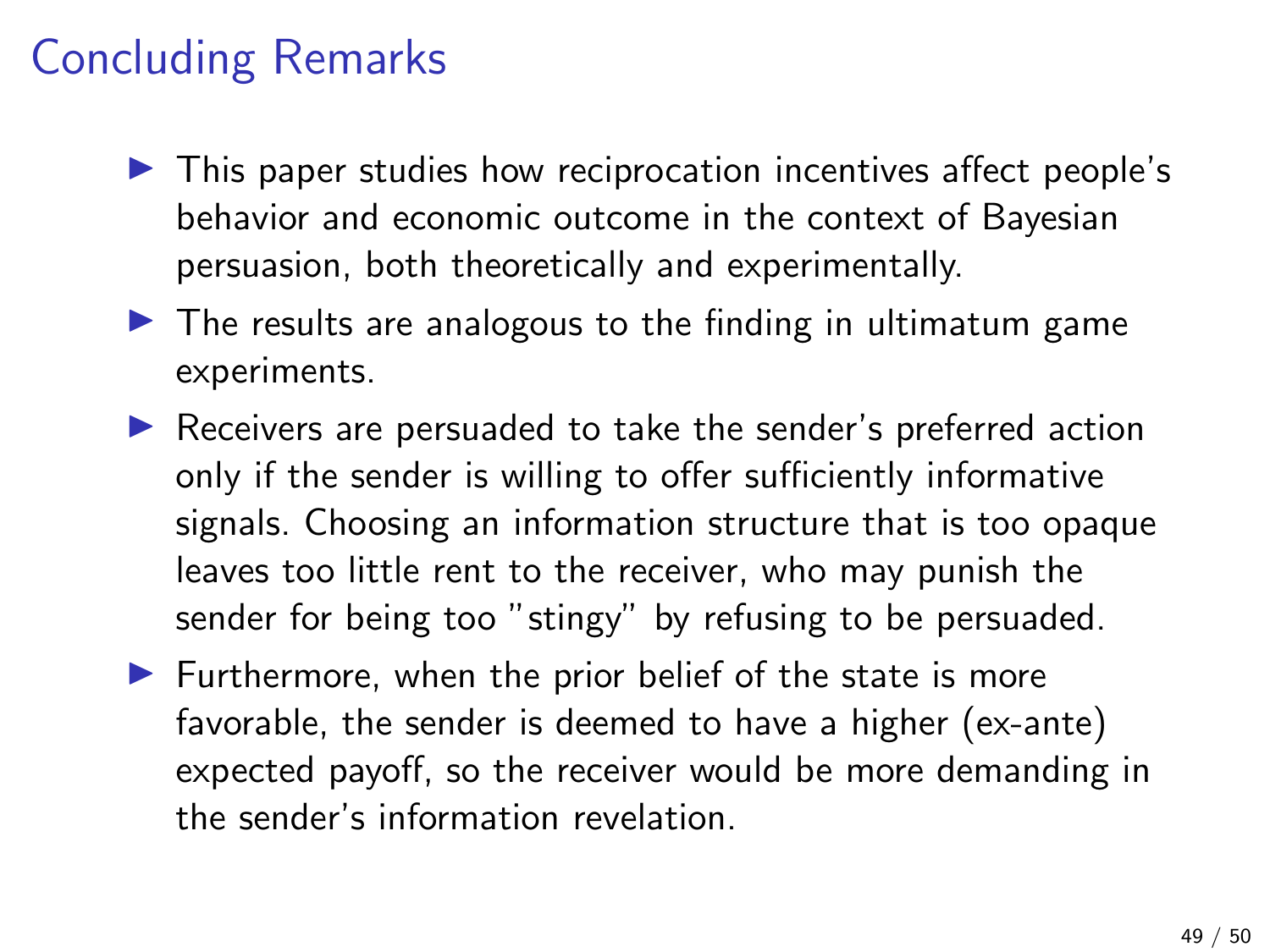# Concluding Remarks

- This paper studies how reciprocation incentives affect people's behavior and economic outcome in the context of Bayesian persuasion, both theoretically and experimentally.
- The results are analogous to the finding in ultimatum game experiments.
- Receivers are persuaded to take the sender's preferred action only if the sender is willing to offer sufficiently informative signals. Choosing an information structure that is too opaque leaves too little rent to the receiver, who may punish the sender for being too "stingy" by refusing to be persuaded.
- Furthermore, when the prior belief of the state is more favorable, the sender is deemed to have a higher (ex-ante) expected payoff, so the receiver would be more demanding in the sender's information revelation.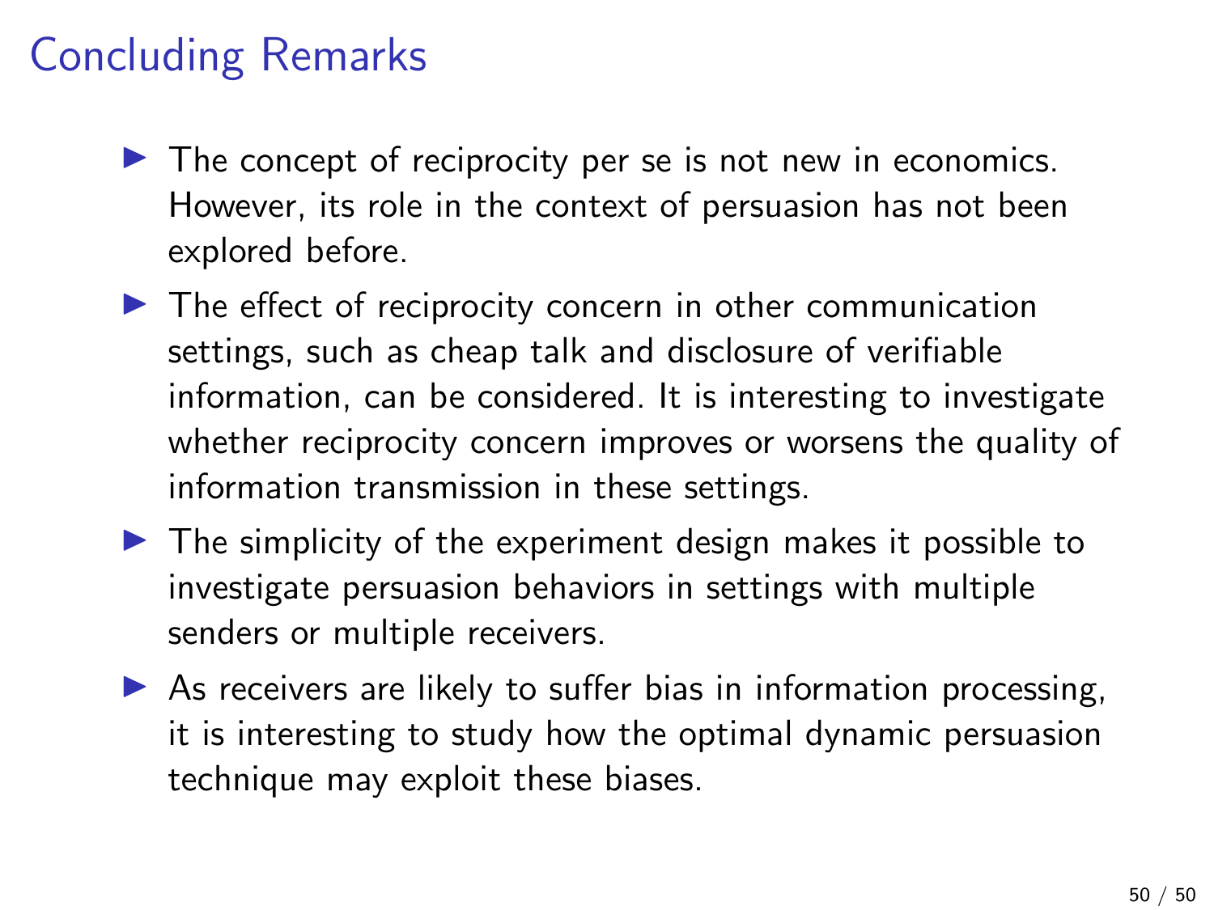# Concluding Remarks

- The concept of reciprocity per se is not new in economics. However, its role in the context of persuasion has not been explored before.
- The effect of reciprocity concern in other communication settings, such as cheap talk and disclosure of verifiable information, can be considered. It is interesting to investigate whether reciprocity concern improves or worsens the quality of information transmission in these settings.
- The simplicity of the experiment design makes it possible to investigate persuasion behaviors in settings with multiple senders or multiple receivers.
- As receivers are likely to suffer bias in information processing, it is interesting to study how the optimal dynamic persuasion technique may exploit these biases.